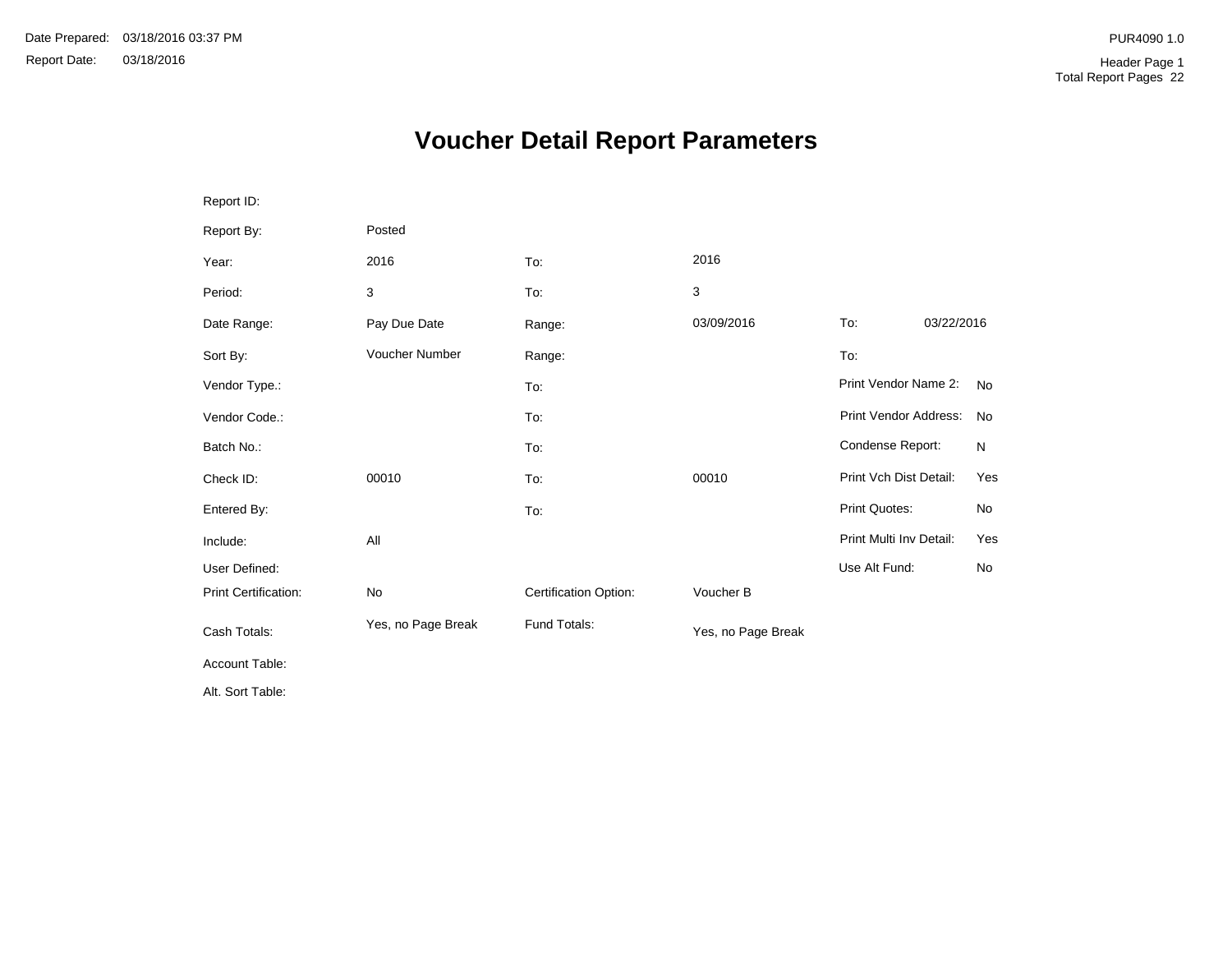Date Prepared: 03/18/2016 03:37 PM
Report Date: 03/18/2016

PUR4090 1.0

Header Page 1
Total Report Pages 22

# Voucher Detail Report Parameters

| | | | | | |
|---|---|---|---|---|---|
| Report ID: | | | | | |
| Report By: | Posted | | | | |
| Year: | 2016 | To: | 2016 | | |
| Period: | 3 | To: | 3 | | |
| Date Range: | Pay Due Date | Range: | 03/09/2016 | To: | 03/22/2016 |
| Sort By: | Voucher Number | Range: | | To: | |
| Vendor Type.: | | To: | | Print Vendor Name 2: | No |
| Vendor Code.: | | To: | | Print Vendor Address: | No |
| Batch No.: | | To: | | Condense Report: | N |
| Check ID: | 00010 | To: | 00010 | Print Vch Dist Detail: | Yes |
| Entered By: | | To: | | Print Quotes: | No |
| Include: | All | | | Print Multi Inv Detail: | Yes |
| User Defined: | | | | Use Alt Fund: | No |
| Print Certification: | No | Certification Option: | Voucher B | | |
| Cash Totals: | Yes, no Page Break | Fund Totals: | Yes, no Page Break | | |
| Account Table: | | | | | |
| Alt. Sort Table: | | | | | |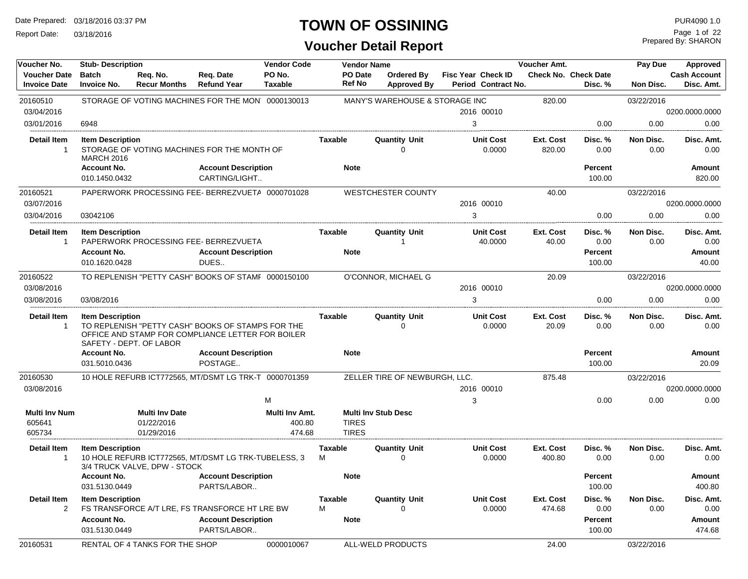# TOWN OF OSSINING

## Voucher Detail Report

Date Prepared: 03/18/2016 03:37 PM
Report Date: 03/18/2016

PUR4090 1.0
Prepared By: SHARON

| Voucher No. / Voucher Date / Invoice Date | Stub- Description / Batch / Invoice No. | Req. No. / Recur Months | Req. Date / Refund Year | Vendor Code / PO No. / Taxable | Vendor Name / PO Date / Ref No | Ordered By / Approved By | Fisc Year / Period | Check ID / Contract No. | Voucher Amt. / Check No. | Check Date / Disc. % | Pay Due / Non Disc. | Approved / Cash Account / Disc. Amt. |
|---|---|---|---|---|---|---|---|---|---|---|---|---|
| 20160510 | STORAGE OF VOTING MACHINES FOR THE MON | | | 0000130013 | MANY'S WAREHOUSE & STORAGE INC | | | | 820.00 | | 03/22/2016 | |
| 03/04/2016 | | | | | | | 2016 | 00010 | | | | 0200.0000.0000 |
| 03/01/2016 | 6948 | | | | | | 3 | | | 0.00 | 0.00 | 0.00 |

| Detail Item | Item Description | Taxable | Quantity | Unit | Unit Cost | Ext. Cost | Disc. % | Non Disc. | Disc. Amt. |
|---|---|---|---|---|---|---|---|---|---|
| 1 | STORAGE OF VOTING MACHINES FOR THE MONTH OF MARCH 2016 | | 0 | | 0.0000 | 820.00 | 0.00 | 0.00 | 0.00 |

| Account No. | Account Description | Note | Percent | Amount |
|---|---|---|---|---|
| 010.1450.0432 | CARTING/LIGHT.. | | 100.00 | 820.00 |

| Voucher No. / Voucher Date / Invoice Date | Stub- Description / Batch / Invoice No. | Req. No. / Recur Months | Req. Date / Refund Year | Vendor Code / PO No. / Taxable | Vendor Name / PO Date / Ref No | Ordered By / Approved By | Fisc Year / Period | Check ID / Contract No. | Voucher Amt. / Check No. | Check Date / Disc. % | Pay Due / Non Disc. | Approved / Cash Account / Disc. Amt. |
|---|---|---|---|---|---|---|---|---|---|---|---|---|
| 20160521 | PAPERWORK PROCESSING FEE- BERREZVUETA | | | 0000701028 | WESTCHESTER COUNTY | | | | 40.00 | | 03/22/2016 | |
| 03/07/2016 | | | | | | | 2016 | 00010 | | | | 0200.0000.0000 |
| 03/04/2016 | 03042106 | | | | | | 3 | | | 0.00 | 0.00 | 0.00 |

| Detail Item | Item Description | Taxable | Quantity | Unit | Unit Cost | Ext. Cost | Disc. % | Non Disc. | Disc. Amt. |
|---|---|---|---|---|---|---|---|---|---|
| 1 | PAPERWORK PROCESSING FEE- BERREZVUETA | | 1 | | 40.0000 | 40.00 | 0.00 | 0.00 | 0.00 |

| Account No. | Account Description | Note | Percent | Amount |
|---|---|---|---|---|
| 010.1620.0428 | DUES.. | | 100.00 | 40.00 |

| Voucher No. / Voucher Date / Invoice Date | Stub- Description / Batch / Invoice No. | Req. No. / Recur Months | Req. Date / Refund Year | Vendor Code / PO No. / Taxable | Vendor Name / PO Date / Ref No | Ordered By / Approved By | Fisc Year / Period | Check ID / Contract No. | Voucher Amt. / Check No. | Check Date / Disc. % | Pay Due / Non Disc. | Approved / Cash Account / Disc. Amt. |
|---|---|---|---|---|---|---|---|---|---|---|---|---|
| 20160522 | TO REPLENISH "PETTY CASH" BOOKS OF STAMF | | | 0000150100 | O'CONNOR, MICHAEL G | | | | 20.09 | | 03/22/2016 | |
| 03/08/2016 | | | | | | | 2016 | 00010 | | | | 0200.0000.0000 |
| 03/08/2016 | 03/08/2016 | | | | | | 3 | | | 0.00 | 0.00 | 0.00 |

| Detail Item | Item Description | Taxable | Quantity | Unit | Unit Cost | Ext. Cost | Disc. % | Non Disc. | Disc. Amt. |
|---|---|---|---|---|---|---|---|---|---|
| 1 | TO REPLENISH "PETTY CASH" BOOKS OF STAMPS FOR THE OFFICE AND STAMP FOR COMPLIANCE LETTER FOR BOILER SAFETY - DEPT. OF LABOR | | 0 | | 0.0000 | 20.09 | 0.00 | 0.00 | 0.00 |

| Account No. | Account Description | Note | Percent | Amount |
|---|---|---|---|---|
| 031.5010.0436 | POSTAGE.. | | 100.00 | 20.09 |

| Voucher No. / Voucher Date / Invoice Date | Stub- Description / Batch / Invoice No. | Req. No. / Recur Months | Req. Date / Refund Year | Vendor Code / PO No. / Taxable | Vendor Name / PO Date / Ref No | Ordered By / Approved By | Fisc Year / Period | Check ID / Contract No. | Voucher Amt. / Check No. | Check Date / Disc. % | Pay Due / Non Disc. | Approved / Cash Account / Disc. Amt. |
|---|---|---|---|---|---|---|---|---|---|---|---|---|
| 20160530 | 10 HOLE REFURB ICT772565, MT/DSMT LG TRK-T | | | 0000701359 | ZELLER TIRE OF NEWBURGH, LLC. | | | | 875.48 | | 03/22/2016 | |
| 03/08/2016 | | | | | | | 2016 | 00010 | | | | 0200.0000.0000 |
| | | | | M | | | 3 | | | 0.00 | 0.00 | 0.00 |

| Multi Inv Num | Multi Inv Date | Multi Inv Amt. | Multi Inv Stub Desc |
|---|---|---|---|
| 605641 | 01/22/2016 | 400.80 | TIRES |
| 605734 | 01/29/2016 | 474.68 | TIRES |

| Detail Item | Item Description | Taxable | Quantity | Unit | Unit Cost | Ext. Cost | Disc. % | Non Disc. | Disc. Amt. |
|---|---|---|---|---|---|---|---|---|---|
| 1 | 10 HOLE REFURB ICT772565, MT/DSMT LG TRK-TUBELESS, 3 3/4 TRUCK VALVE, DPW - STOCK | M | 0 | | 0.0000 | 400.80 | 0.00 | 0.00 | 0.00 |

| Account No. | Account Description | Note | Percent | Amount |
|---|---|---|---|---|
| 031.5130.0449 | PARTS/LABOR.. | | 100.00 | 400.80 |

| Detail Item | Item Description | Taxable | Quantity | Unit | Unit Cost | Ext. Cost | Disc. % | Non Disc. | Disc. Amt. |
|---|---|---|---|---|---|---|---|---|---|
| 2 | FS TRANSFORCE A/T LRE, FS TRANSFORCE HT LRE BW | M | 0 | | 0.0000 | 474.68 | 0.00 | 0.00 | 0.00 |

| Account No. | Account Description | Note | Percent | Amount |
|---|---|---|---|---|
| 031.5130.0449 | PARTS/LABOR.. | | 100.00 | 474.68 |

| Voucher No. | Stub- Description | Vendor Code | Vendor Name | Voucher Amt. | Pay Due |
|---|---|---|---|---|---|
| 20160531 | RENTAL OF 4 TANKS FOR THE SHOP | 0000010067 | ALL-WELD PRODUCTS | 24.00 | 03/22/2016 |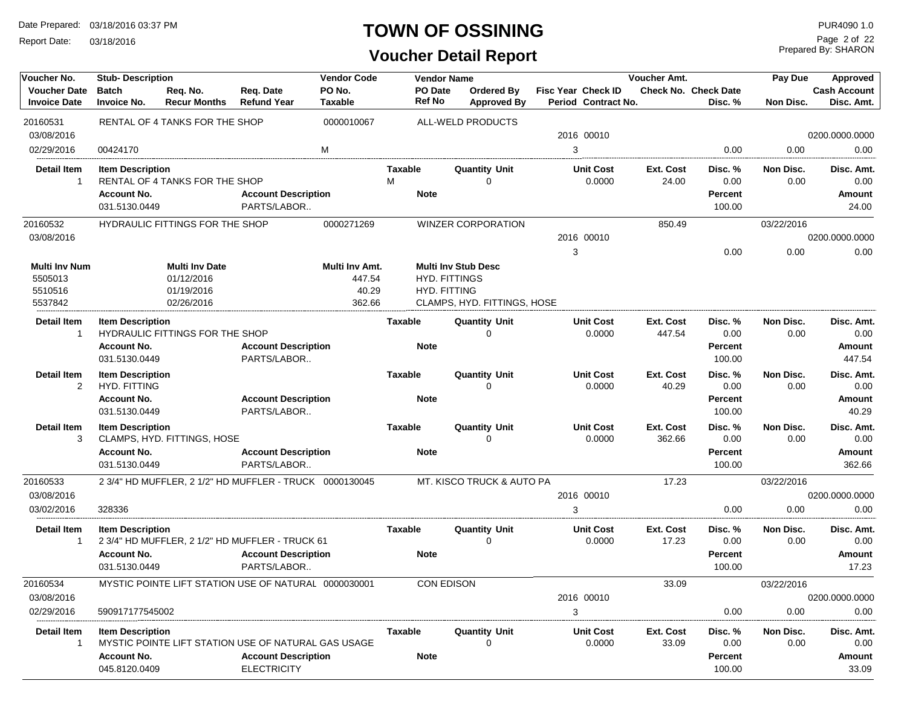# TOWN OF OSSINING

## Voucher Detail Report

Date Prepared: 03/18/2016 03:37 PM
Report Date: 03/18/2016

PUR4090 1.0
Prepared By: SHARON

| Voucher No. | Stub- Description | | | Vendor Code | | Vendor Name | | | | Voucher Amt. | | Pay Due | Approved |
|---|---|---|---|---|---|---|---|---|---|---|---|---|---|
| Voucher Date | Batch | Req. No. | Req. Date | PO No. | | PO Date | Ordered By | Fisc Year | Check ID | Check No. | Check Date | | Cash Account |
| Invoice Date | Invoice No. | Recur Months | Refund Year | Taxable | | Ref No | Approved By | Period | Contract No. | | Disc. % | Non Disc. | Disc. Amt. |

**20160531** — RENTAL OF 4 TANKS FOR THE SHOP — Vendor Code: 0000010067 — ALL-WELD PRODUCTS

| Voucher Date | Invoice Date | Invoice No. | Taxable | Fisc Year | Check ID | Period | Disc. % | Non Disc. | Disc. Amt. | Cash Account |
|---|---|---|---|---|---|---|---|---|---|---|
| 03/08/2016 | 02/29/2016 | 00424170 | M | 2016 | 00010 | 3 | 0.00 | 0.00 | 0.00 | 0200.0000.0000 |

| Detail Item | Item Description | Taxable | Quantity Unit | Unit Cost | Ext. Cost | Disc. % | Non Disc. | Disc. Amt. |
|---|---|---|---|---|---|---|---|---|
| 1 | RENTAL OF 4 TANKS FOR THE SHOP | M | 0 | 0.0000 | 24.00 | 0.00 | 0.00 | 0.00 |

| Account No. | Account Description | Note | Percent | Amount |
|---|---|---|---|---|
| 031.5130.0449 | PARTS/LABOR.. | | 100.00 | 24.00 |

**20160532** — HYDRAULIC FITTINGS FOR THE SHOP — Vendor Code: 0000271269 — WINZER CORPORATION — Voucher Amt.: 850.49 — Pay Due: 03/22/2016

| Voucher Date | Invoice Date | Invoice No. | Taxable | Fisc Year | Check ID | Period | Disc. % | Non Disc. | Disc. Amt. | Cash Account |
|---|---|---|---|---|---|---|---|---|---|---|
| 03/08/2016 | | | | 2016 | 00010 | 3 | 0.00 | 0.00 | 0.00 | 0200.0000.0000 |

| Multi Inv Num | Multi Inv Date | Multi Inv Amt. | Multi Inv Stub Desc |
|---|---|---|---|
| 5505013 | 01/12/2016 | 447.54 | HYD. FITTINGS |
| 5510516 | 01/19/2016 | 40.29 | HYD. FITTING |
| 5537842 | 02/26/2016 | 362.66 | CLAMPS, HYD. FITTINGS, HOSE |

| Detail Item | Item Description | Taxable | Quantity Unit | Unit Cost | Ext. Cost | Disc. % | Non Disc. | Disc. Amt. |
|---|---|---|---|---|---|---|---|---|
| 1 | HYDRAULIC FITTINGS FOR THE SHOP | | 0 | 0.0000 | 447.54 | 0.00 | 0.00 | 0.00 |

| Account No. | Account Description | Note | Percent | Amount |
|---|---|---|---|---|
| 031.5130.0449 | PARTS/LABOR.. | | 100.00 | 447.54 |

| Detail Item | Item Description | Taxable | Quantity Unit | Unit Cost | Ext. Cost | Disc. % | Non Disc. | Disc. Amt. |
|---|---|---|---|---|---|---|---|---|
| 2 | HYD. FITTING | | 0 | 0.0000 | 40.29 | 0.00 | 0.00 | 0.00 |

| Account No. | Account Description | Note | Percent | Amount |
|---|---|---|---|---|
| 031.5130.0449 | PARTS/LABOR.. | | 100.00 | 40.29 |

| Detail Item | Item Description | Taxable | Quantity Unit | Unit Cost | Ext. Cost | Disc. % | Non Disc. | Disc. Amt. |
|---|---|---|---|---|---|---|---|---|
| 3 | CLAMPS, HYD. FITTINGS, HOSE | | 0 | 0.0000 | 362.66 | 0.00 | 0.00 | 0.00 |

| Account No. | Account Description | Note | Percent | Amount |
|---|---|---|---|---|
| 031.5130.0449 | PARTS/LABOR.. | | 100.00 | 362.66 |

**20160533** — 2 3/4" HD MUFFLER, 2 1/2" HD MUFFLER - TRUCK — Vendor Code: 0000130045 — MT. KISCO TRUCK & AUTO PA — Voucher Amt.: 17.23 — Pay Due: 03/22/2016

| Voucher Date | Invoice Date | Invoice No. | Taxable | Fisc Year | Check ID | Period | Disc. % | Non Disc. | Disc. Amt. | Cash Account |
|---|---|---|---|---|---|---|---|---|---|---|
| 03/08/2016 | 03/02/2016 | 328336 | | 2016 | 00010 | 3 | 0.00 | 0.00 | 0.00 | 0200.0000.0000 |

| Detail Item | Item Description | Taxable | Quantity Unit | Unit Cost | Ext. Cost | Disc. % | Non Disc. | Disc. Amt. |
|---|---|---|---|---|---|---|---|---|
| 1 | 2 3/4" HD MUFFLER, 2 1/2" HD MUFFLER - TRUCK 61 | | 0 | 0.0000 | 17.23 | 0.00 | 0.00 | 0.00 |

| Account No. | Account Description | Note | Percent | Amount |
|---|---|---|---|---|
| 031.5130.0449 | PARTS/LABOR.. | | 100.00 | 17.23 |

**20160534** — MYSTIC POINTE LIFT STATION USE OF NATURAL — Vendor Code: 0000030001 — CON EDISON — Voucher Amt.: 33.09 — Pay Due: 03/22/2016

| Voucher Date | Invoice Date | Invoice No. | Taxable | Fisc Year | Check ID | Period | Disc. % | Non Disc. | Disc. Amt. | Cash Account |
|---|---|---|---|---|---|---|---|---|---|---|
| 03/08/2016 | 02/29/2016 | 590917177545002 | | 2016 | 00010 | 3 | 0.00 | 0.00 | 0.00 | 0200.0000.0000 |

| Detail Item | Item Description | Taxable | Quantity Unit | Unit Cost | Ext. Cost | Disc. % | Non Disc. | Disc. Amt. |
|---|---|---|---|---|---|---|---|---|
| 1 | MYSTIC POINTE LIFT STATION USE OF NATURAL GAS USAGE | | 0 | 0.0000 | 33.09 | 0.00 | 0.00 | 0.00 |

| Account No. | Account Description | Note | Percent | Amount |
|---|---|---|---|---|
| 045.8120.0409 | ELECTRICITY | | 100.00 | 33.09 |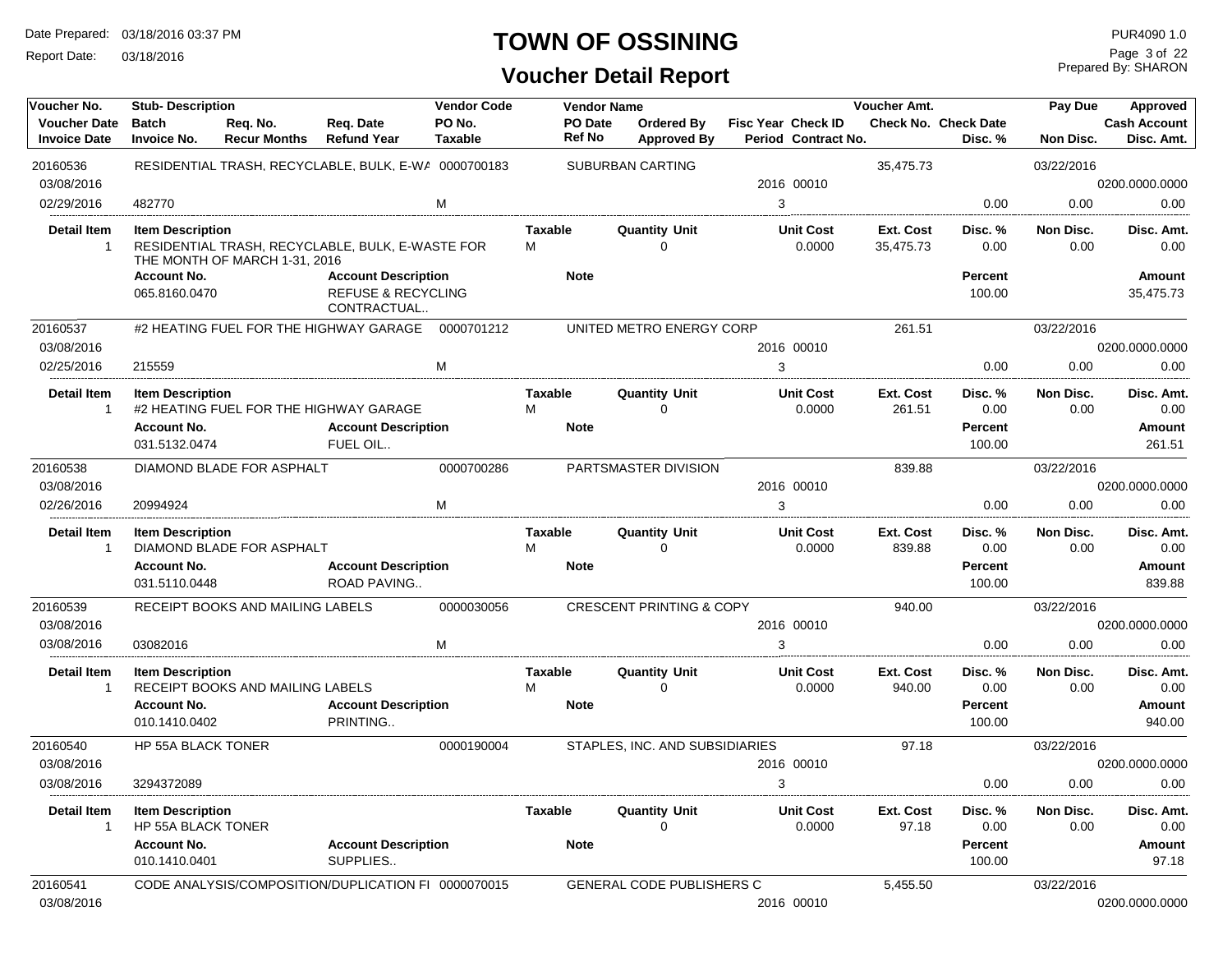# TOWN OF OSSINING

## Voucher Detail Report

Date Prepared: 03/18/2016 03:37 PM
Report Date: 03/18/2016

PUR4090 1.0
Prepared By: SHARON

| Voucher No. | Stub- Description | Req. No. | Req. Date | Vendor Code | Vendor Name | | Ordered By | Fisc Year | Check ID | Voucher Amt. | | Pay Due | Approved |
|---|---|---|---|---|---|---|---|---|---|---|---|---|---|
| Voucher Date | Batch | | | PO No. | PO Date | | | | | Check No. | Check Date | | Cash Account |
| Invoice Date | Invoice No. | Recur Months | Refund Year | Taxable | Ref No | | Approved By | Period | Contract No. | | Disc. % | Non Disc. | Disc. Amt. |
| 20160536 | RESIDENTIAL TRASH, RECYCLABLE, BULK, E-WA | | | 0000700183 | SUBURBAN CARTING | | | | | 35,475.73 | | 03/22/2016 | |
| 03/08/2016 | | | | | | | | 2016 | 00010 | | | | 0200.0000.0000 |
| 02/29/2016 | 482770 | | | M | | | | 3 | | | 0.00 | 0.00 | 0.00 |

| Detail Item | Item Description | Taxable | Quantity Unit | Unit Cost | Ext. Cost | Disc. % | Non Disc. | Disc. Amt. |
|---|---|---|---|---|---|---|---|---|
| 1 | RESIDENTIAL TRASH, RECYCLABLE, BULK, E-WASTE FOR THE MONTH OF MARCH 1-31, 2016 | M | 0 | 0.0000 | 35,475.73 | 0.00 | 0.00 | 0.00 |

| Account No. | Account Description | Note | Percent | Amount |
|---|---|---|---|---|
| 065.8160.0470 | REFUSE & RECYCLING CONTRACTUAL.. | | 100.00 | 35,475.73 |

| Voucher No. | Stub- Description | Vendor Code | Vendor Name | Fisc Year | Check ID | Voucher Amt. | Disc. % | Pay Due / Non Disc. | Approved |
|---|---|---|---|---|---|---|---|---|---|
| 20160537 | #2 HEATING FUEL FOR THE HIGHWAY GARAGE | 0000701212 | UNITED METRO ENERGY CORP | | | 261.51 | | 03/22/2016 | |
| 03/08/2016 | | | | 2016 | 00010 | | | | 0200.0000.0000 |
| 02/25/2016 | 215559 | M | | 3 | | | 0.00 | 0.00 | 0.00 |

| Detail Item | Item Description | Taxable | Quantity Unit | Unit Cost | Ext. Cost | Disc. % | Non Disc. | Disc. Amt. |
|---|---|---|---|---|---|---|---|---|
| 1 | #2 HEATING FUEL FOR THE HIGHWAY GARAGE | M | 0 | 0.0000 | 261.51 | 0.00 | 0.00 | 0.00 |

| Account No. | Account Description | Note | Percent | Amount |
|---|---|---|---|---|
| 031.5132.0474 | FUEL OIL.. | | 100.00 | 261.51 |

| Voucher No. | Stub- Description | Vendor Code | Vendor Name | Fisc Year | Check ID | Voucher Amt. | Disc. % | Pay Due / Non Disc. | Approved |
|---|---|---|---|---|---|---|---|---|---|
| 20160538 | DIAMOND BLADE FOR ASPHALT | 0000700286 | PARTSMASTER DIVISION | | | 839.88 | | 03/22/2016 | |
| 03/08/2016 | | | | 2016 | 00010 | | | | 0200.0000.0000 |
| 02/26/2016 | 20994924 | M | | 3 | | | 0.00 | 0.00 | 0.00 |

| Detail Item | Item Description | Taxable | Quantity Unit | Unit Cost | Ext. Cost | Disc. % | Non Disc. | Disc. Amt. |
|---|---|---|---|---|---|---|---|---|
| 1 | DIAMOND BLADE FOR ASPHALT | M | 0 | 0.0000 | 839.88 | 0.00 | 0.00 | 0.00 |

| Account No. | Account Description | Note | Percent | Amount |
|---|---|---|---|---|
| 031.5110.0448 | ROAD PAVING.. | | 100.00 | 839.88 |

| Voucher No. | Stub- Description | Vendor Code | Vendor Name | Fisc Year | Check ID | Voucher Amt. | Disc. % | Pay Due / Non Disc. | Approved |
|---|---|---|---|---|---|---|---|---|---|
| 20160539 | RECEIPT BOOKS AND MAILING LABELS | 0000030056 | CRESCENT PRINTING & COPY | | | 940.00 | | 03/22/2016 | |
| 03/08/2016 | | | | 2016 | 00010 | | | | 0200.0000.0000 |
| 03/08/2016 | 03082016 | M | | 3 | | | 0.00 | 0.00 | 0.00 |

| Detail Item | Item Description | Taxable | Quantity Unit | Unit Cost | Ext. Cost | Disc. % | Non Disc. | Disc. Amt. |
|---|---|---|---|---|---|---|---|---|
| 1 | RECEIPT BOOKS AND MAILING LABELS | M | 0 | 0.0000 | 940.00 | 0.00 | 0.00 | 0.00 |

| Account No. | Account Description | Note | Percent | Amount |
|---|---|---|---|---|
| 010.1410.0402 | PRINTING.. | | 100.00 | 940.00 |

| Voucher No. | Stub- Description | Vendor Code | Vendor Name | Fisc Year | Check ID | Voucher Amt. | Disc. % | Pay Due / Non Disc. | Approved |
|---|---|---|---|---|---|---|---|---|---|
| 20160540 | HP 55A BLACK TONER | 0000190004 | STAPLES, INC. AND SUBSIDIARIES | | | 97.18 | | 03/22/2016 | |
| 03/08/2016 | | | | 2016 | 00010 | | | | 0200.0000.0000 |
| 03/08/2016 | 3294372089 | | | 3 | | | 0.00 | 0.00 | 0.00 |

| Detail Item | Item Description | Taxable | Quantity Unit | Unit Cost | Ext. Cost | Disc. % | Non Disc. | Disc. Amt. |
|---|---|---|---|---|---|---|---|---|
| 1 | HP 55A BLACK TONER | | 0 | 0.0000 | 97.18 | 0.00 | 0.00 | 0.00 |

| Account No. | Account Description | Note | Percent | Amount |
|---|---|---|---|---|
| 010.1410.0401 | SUPPLIES.. | | 100.00 | 97.18 |

| Voucher No. | Stub- Description | Vendor Code | Vendor Name | Fisc Year | Check ID | Voucher Amt. | Disc. % | Pay Due / Non Disc. | Approved |
|---|---|---|---|---|---|---|---|---|---|
| 20160541 | CODE ANALYSIS/COMPOSITION/DUPLICATION FI | 0000070015 | GENERAL CODE PUBLISHERS C | | | 5,455.50 | | 03/22/2016 | |
| 03/08/2016 | | | | 2016 | 00010 | | | | 0200.0000.0000 |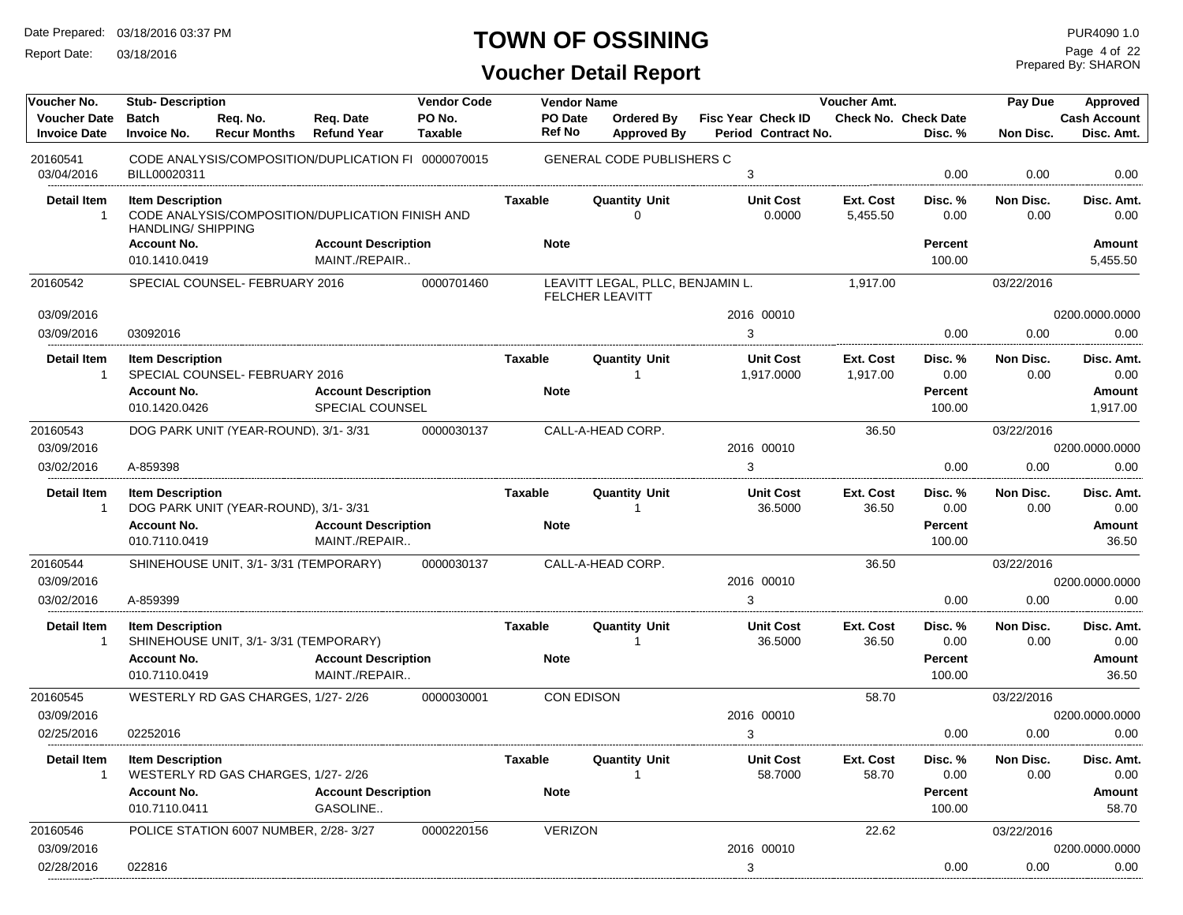# TOWN OF OSSINING

## Voucher Detail Report

Date Prepared: 03/18/2016 03:37 PM
Report Date: 03/18/2016

PUR4090 1.0
Prepared By: SHARON

| Voucher No. | Stub- Description | | | Vendor Code | Vendor Name | | | Voucher Amt. | | Pay Due | Approved |
|---|---|---|---|---|---|---|---|---|---|---|---|
| Voucher Date | Batch | Req. No. | Req. Date | PO No. | PO Date | Ordered By | Fisc Year Check ID | Check No. | Check Date | | Cash Account |
| Invoice Date | Invoice No. | Recur Months | Refund Year | Taxable | Ref No | Approved By | Period Contract No. | | Disc. % | Non Disc. | Disc. Amt. |
| 20160541 | CODE ANALYSIS/COMPOSITION/DUPLICATION FI | | | 0000070015 | GENERAL CODE PUBLISHERS C | | | | | | |
| 03/04/2016 | BILL00020311 | | | | | | 3 | | 0.00 | 0.00 | 0.00 |

| Detail Item | Item Description | | Taxable | Quantity Unit | Unit Cost | Ext. Cost | Disc. % | Non Disc. | Disc. Amt. |
|---|---|---|---|---|---|---|---|---|---|
| 1 | CODE ANALYSIS/COMPOSITION/DUPLICATION FINISH AND HANDLING/ SHIPPING | | | 0 | 0.0000 | 5,455.50 | 0.00 | 0.00 | 0.00 |
| | Account No. | Account Description | Note | | | | Percent | | Amount |
| | 010.1410.0419 | MAINT./REPAIR.. | | | | | 100.00 | | 5,455.50 |

| Voucher No. | Stub- Description | Vendor Code | Vendor Name | Fisc Year Check ID | Voucher Amt. | Disc. % | Pay Due | Approved |
|---|---|---|---|---|---|---|---|---|
| 20160542 | SPECIAL COUNSEL- FEBRUARY 2016 | 0000701460 | LEAVITT LEGAL, PLLC, BENJAMIN L. FELCHER LEAVITT | | 1,917.00 | | 03/22/2016 | |
| 03/09/2016 | | | | 2016 00010 | | | | 0200.0000.0000 |
| 03/09/2016 | 03092016 | | | 3 | | 0.00 | 0.00 | 0.00 |

| Detail Item | Item Description | | Taxable | Quantity Unit | Unit Cost | Ext. Cost | Disc. % | Non Disc. | Disc. Amt. |
|---|---|---|---|---|---|---|---|---|---|
| 1 | SPECIAL COUNSEL- FEBRUARY 2016 | | | 1 | 1,917.0000 | 1,917.00 | 0.00 | 0.00 | 0.00 |
| | Account No. | Account Description | Note | | | | Percent | | Amount |
| | 010.1420.0426 | SPECIAL COUNSEL | | | | | 100.00 | | 1,917.00 |

| Voucher No. | Stub- Description | Vendor Code | Vendor Name | Fisc Year Check ID | Voucher Amt. | Disc. % | Pay Due | Approved |
|---|---|---|---|---|---|---|---|---|
| 20160543 | DOG PARK UNIT (YEAR-ROUND), 3/1- 3/31 | 0000030137 | CALL-A-HEAD CORP. | | 36.50 | | 03/22/2016 | |
| 03/09/2016 | | | | 2016 00010 | | | | 0200.0000.0000 |
| 03/02/2016 | A-859398 | | | 3 | | 0.00 | 0.00 | 0.00 |

| Detail Item | Item Description | | Taxable | Quantity Unit | Unit Cost | Ext. Cost | Disc. % | Non Disc. | Disc. Amt. |
|---|---|---|---|---|---|---|---|---|---|
| 1 | DOG PARK UNIT (YEAR-ROUND), 3/1- 3/31 | | | 1 | 36.5000 | 36.50 | 0.00 | 0.00 | 0.00 |
| | Account No. | Account Description | Note | | | | Percent | | Amount |
| | 010.7110.0419 | MAINT./REPAIR.. | | | | | 100.00 | | 36.50 |

| Voucher No. | Stub- Description | Vendor Code | Vendor Name | Fisc Year Check ID | Voucher Amt. | Disc. % | Pay Due | Approved |
|---|---|---|---|---|---|---|---|---|
| 20160544 | SHINEHOUSE UNIT, 3/1- 3/31 (TEMPORARY) | 0000030137 | CALL-A-HEAD CORP. | | 36.50 | | 03/22/2016 | |
| 03/09/2016 | | | | 2016 00010 | | | | 0200.0000.0000 |
| 03/02/2016 | A-859399 | | | 3 | | 0.00 | 0.00 | 0.00 |

| Detail Item | Item Description | | Taxable | Quantity Unit | Unit Cost | Ext. Cost | Disc. % | Non Disc. | Disc. Amt. |
|---|---|---|---|---|---|---|---|---|---|
| 1 | SHINEHOUSE UNIT, 3/1- 3/31 (TEMPORARY) | | | 1 | 36.5000 | 36.50 | 0.00 | 0.00 | 0.00 |
| | Account No. | Account Description | Note | | | | Percent | | Amount |
| | 010.7110.0419 | MAINT./REPAIR.. | | | | | 100.00 | | 36.50 |

| Voucher No. | Stub- Description | Vendor Code | Vendor Name | Fisc Year Check ID | Voucher Amt. | Disc. % | Pay Due | Approved |
|---|---|---|---|---|---|---|---|---|
| 20160545 | WESTERLY RD GAS CHARGES, 1/27- 2/26 | 0000030001 | CON EDISON | | 58.70 | | 03/22/2016 | |
| 03/09/2016 | | | | 2016 00010 | | | | 0200.0000.0000 |
| 02/25/2016 | 02252016 | | | 3 | | 0.00 | 0.00 | 0.00 |

| Detail Item | Item Description | | Taxable | Quantity Unit | Unit Cost | Ext. Cost | Disc. % | Non Disc. | Disc. Amt. |
|---|---|---|---|---|---|---|---|---|---|
| 1 | WESTERLY RD GAS CHARGES, 1/27- 2/26 | | | 1 | 58.7000 | 58.70 | 0.00 | 0.00 | 0.00 |
| | Account No. | Account Description | Note | | | | Percent | | Amount |
| | 010.7110.0411 | GASOLINE.. | | | | | 100.00 | | 58.70 |

| Voucher No. | Stub- Description | Vendor Code | Vendor Name | Fisc Year Check ID | Voucher Amt. | Disc. % | Pay Due | Approved |
|---|---|---|---|---|---|---|---|---|
| 20160546 | POLICE STATION 6007 NUMBER, 2/28- 3/27 | 0000220156 | VERIZON | | 22.62 | | 03/22/2016 | |
| 03/09/2016 | | | | 2016 00010 | | | | 0200.0000.0000 |
| 02/28/2016 | 022816 | | | 3 | | 0.00 | 0.00 | 0.00 |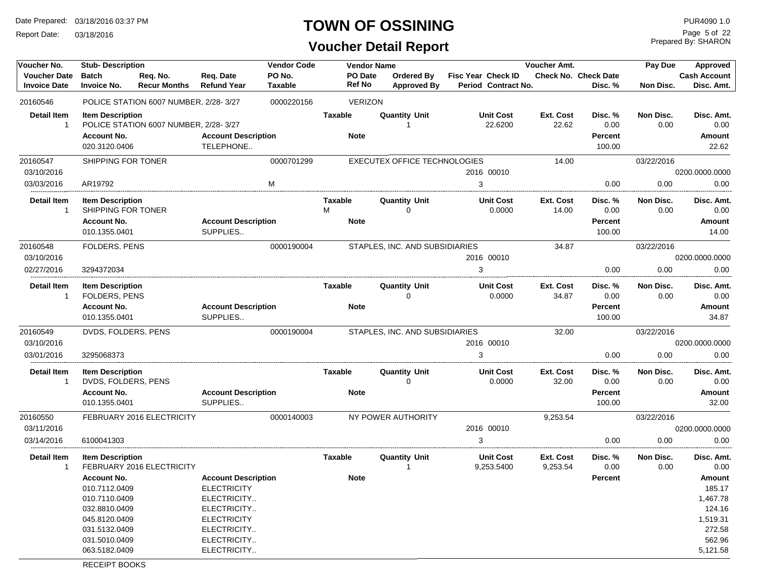# TOWN OF OSSINING

## Voucher Detail Report

Date Prepared: 03/18/2016 03:37 PM
Report Date: 03/18/2016

PUR4090 1.0
Prepared By: SHARON

| Voucher No. | Stub- Description | | | Vendor Code | Vendor Name | | | | Voucher Amt. | | Pay Due | Approved |
|---|---|---|---|---|---|---|---|---|---|---|---|---|
| Voucher Date | Batch | Req. No. | Req. Date | PO No. | PO Date | Ordered By | Fisc Year | Check ID | Check No. | Check Date | | Cash Account |
| Invoice Date | Invoice No. | Recur Months | Refund Year | Taxable | Ref No | Approved By | Period | Contract No. | | Disc. % | Non Disc. | Disc. Amt. |

**20160546** — POLICE STATION 6007 NUMBER, 2/28- 3/27 — Vendor Code: 0000220156 — VERIZON

| Detail Item | Item Description | Taxable | Quantity Unit | Unit Cost | Ext. Cost | Disc. % | Non Disc. | Disc. Amt. |
|---|---|---|---|---|---|---|---|---|
| 1 | POLICE STATION 6007 NUMBER, 2/28- 3/27 | | 1 | 22.6200 | 22.62 | 0.00 | 0.00 | 0.00 |

| Account No. | Account Description | Note | Percent | Amount |
|---|---|---|---|---|
| 020.3120.0406 | TELEPHONE.. | | 100.00 | 22.62 |

**20160547** — SHIPPING FOR TONER — Vendor Code: 0000701299 — EXECUTEX OFFICE TECHNOLOGIES — Voucher Amt.: 14.00 — Pay Due: 03/22/2016

Voucher Date: 03/10/2016 — Fisc Year: 2016 — Check ID: 00010 — Cash Account: 0200.0000.0000

Invoice Date: 03/03/2016 — Invoice No.: AR19792 — Taxable: M — Period: 3 — Disc. %: 0.00 — Non Disc.: 0.00 — Disc. Amt.: 0.00

| Detail Item | Item Description | Taxable | Quantity Unit | Unit Cost | Ext. Cost | Disc. % | Non Disc. | Disc. Amt. |
|---|---|---|---|---|---|---|---|---|
| 1 | SHIPPING FOR TONER | M | 0 | 0.0000 | 14.00 | 0.00 | 0.00 | 0.00 |

| Account No. | Account Description | Note | Percent | Amount |
|---|---|---|---|---|
| 010.1355.0401 | SUPPLIES.. | | 100.00 | 14.00 |

**20160548** — FOLDERS, PENS — Vendor Code: 0000190004 — STAPLES, INC. AND SUBSIDIARIES — Voucher Amt.: 34.87 — Pay Due: 03/22/2016

Voucher Date: 03/10/2016 — Fisc Year: 2016 — Check ID: 00010 — Cash Account: 0200.0000.0000

Invoice Date: 02/27/2016 — Invoice No.: 3294372034 — Period: 3 — Disc. %: 0.00 — Non Disc.: 0.00 — Disc. Amt.: 0.00

| Detail Item | Item Description | Taxable | Quantity Unit | Unit Cost | Ext. Cost | Disc. % | Non Disc. | Disc. Amt. |
|---|---|---|---|---|---|---|---|---|
| 1 | FOLDERS, PENS | | 0 | 0.0000 | 34.87 | 0.00 | 0.00 | 0.00 |

| Account No. | Account Description | Note | Percent | Amount |
|---|---|---|---|---|
| 010.1355.0401 | SUPPLIES.. | | 100.00 | 34.87 |

**20160549** — DVDS, FOLDERS, PENS — Vendor Code: 0000190004 — STAPLES, INC. AND SUBSIDIARIES — Voucher Amt.: 32.00 — Pay Due: 03/22/2016

Voucher Date: 03/10/2016 — Fisc Year: 2016 — Check ID: 00010 — Cash Account: 0200.0000.0000

Invoice Date: 03/01/2016 — Invoice No.: 3295068373 — Period: 3 — Disc. %: 0.00 — Non Disc.: 0.00 — Disc. Amt.: 0.00

| Detail Item | Item Description | Taxable | Quantity Unit | Unit Cost | Ext. Cost | Disc. % | Non Disc. | Disc. Amt. |
|---|---|---|---|---|---|---|---|---|
| 1 | DVDS, FOLDERS, PENS | | 0 | 0.0000 | 32.00 | 0.00 | 0.00 | 0.00 |

| Account No. | Account Description | Note | Percent | Amount |
|---|---|---|---|---|
| 010.1355.0401 | SUPPLIES.. | | 100.00 | 32.00 |

**20160550** — FEBRUARY 2016 ELECTRICITY — Vendor Code: 0000140003 — NY POWER AUTHORITY — Voucher Amt.: 9,253.54 — Pay Due: 03/22/2016

Voucher Date: 03/11/2016 — Fisc Year: 2016 — Check ID: 00010 — Cash Account: 0200.0000.0000

Invoice Date: 03/14/2016 — Invoice No.: 6100041303 — Period: 3 — Disc. %: 0.00 — Non Disc.: 0.00 — Disc. Amt.: 0.00

| Detail Item | Item Description | Taxable | Quantity Unit | Unit Cost | Ext. Cost | Disc. % | Non Disc. | Disc. Amt. |
|---|---|---|---|---|---|---|---|---|
| 1 | FEBRUARY 2016 ELECTRICITY | | 1 | 9,253.5400 | 9,253.54 | 0.00 | 0.00 | 0.00 |

| Account No. | Account Description | Note | Percent | Amount |
|---|---|---|---|---|
| 010.7112.0409 | ELECTRICITY | | | 185.17 |
| 010.7110.0409 | ELECTRICITY.. | | | 1,467.78 |
| 032.8810.0409 | ELECTRICITY.. | | | 124.16 |
| 045.8120.0409 | ELECTRICITY | | | 1,519.31 |
| 031.5132.0409 | ELECTRICITY.. | | | 272.58 |
| 031.5010.0409 | ELECTRICITY.. | | | 562.96 |
| 063.5182.0409 | ELECTRICITY.. | | | 5,121.58 |

RECEIPT BOOKS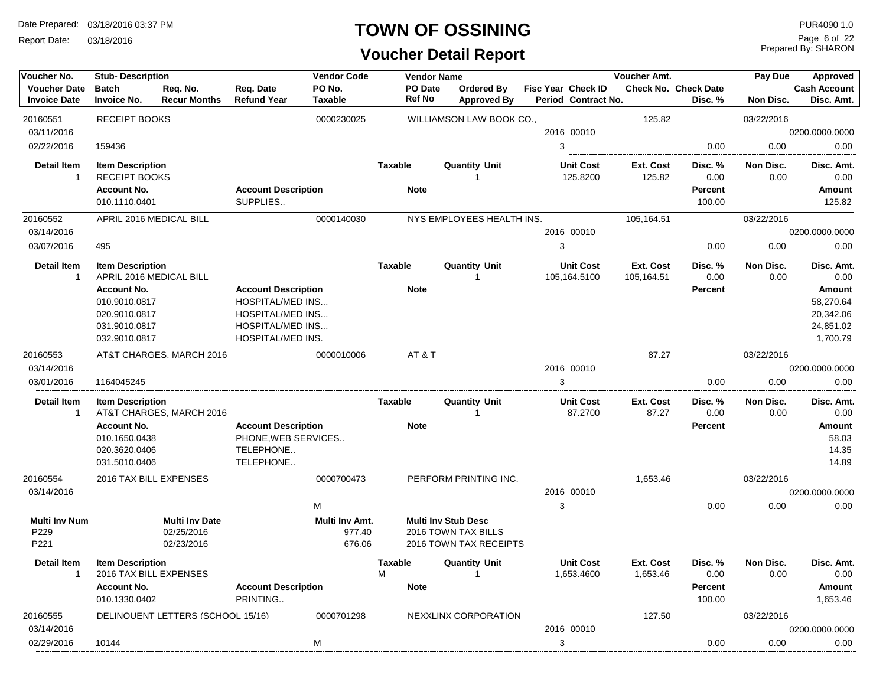# TOWN OF OSSINING

## Voucher Detail Report

Date Prepared: 03/18/2016 03:37 PM
Report Date: 03/18/2016

PUR4090 1.0
Prepared By: SHARON

| Voucher No. | Stub- Description | | | Vendor Code | Vendor Name | | | Voucher Amt. | | Pay Due | Approved |
|---|---|---|---|---|---|---|---|---|---|---|---|
| **Voucher Date** | **Batch** | **Req. No.** | **Req. Date** | **PO No.** | **PO Date** | **Ordered By** | **Fisc Year Check ID** | **Check No.** | **Check Date** | | **Cash Account** |
| **Invoice Date** | **Invoice No.** | **Recur Months** | **Refund Year** | **Taxable** | **Ref No** | **Approved By** | **Period Contract No.** | | **Disc. %** | **Non Disc.** | **Disc. Amt.** |

---

**20160551** — RECEIPT BOOKS — Vendor Code: 0000230025 — WILLIAMSON LAW BOOK CO., — Voucher Amt.: 125.82 — Pay Due: 03/22/2016

Voucher Date: 03/11/2016 — Fisc Year: 2016 — Check ID: 00010 — Cash Account: 0200.0000.0000

Invoice Date: 02/22/2016 — Invoice No.: 159436 — Period: 3 — Disc. %: 0.00 — Non Disc.: 0.00 — Disc. Amt.: 0.00

| Detail Item | Item Description | Taxable | Quantity Unit | Unit Cost | Ext. Cost | Disc. % | Non Disc. | Disc. Amt. |
|---|---|---|---|---|---|---|---|---|
| 1 | RECEIPT BOOKS | | 1 | 125.8200 | 125.82 | 0.00 | 0.00 | 0.00 |

| Account No. | Account Description | Note | Percent | Amount |
|---|---|---|---|---|
| 010.1110.0401 | SUPPLIES.. | | 100.00 | 125.82 |

---

**20160552** — APRIL 2016 MEDICAL BILL — Vendor Code: 0000140030 — NYS EMPLOYEES HEALTH INS. — Voucher Amt.: 105,164.51 — Pay Due: 03/22/2016

Voucher Date: 03/14/2016 — Fisc Year: 2016 — Check ID: 00010 — Cash Account: 0200.0000.0000

Invoice Date: 03/07/2016 — Invoice No.: 495 — Period: 3 — Disc. %: 0.00 — Non Disc.: 0.00 — Disc. Amt.: 0.00

| Detail Item | Item Description | Taxable | Quantity Unit | Unit Cost | Ext. Cost | Disc. % | Non Disc. | Disc. Amt. |
|---|---|---|---|---|---|---|---|---|
| 1 | APRIL 2016 MEDICAL BILL | | 1 | 105,164.5100 | 105,164.51 | 0.00 | 0.00 | 0.00 |

| Account No. | Account Description | Note | Percent | Amount |
|---|---|---|---|---|
| 010.9010.0817 | HOSPITAL/MED INS... | | | 58,270.64 |
| 020.9010.0817 | HOSPITAL/MED INS... | | | 20,342.06 |
| 031.9010.0817 | HOSPITAL/MED INS... | | | 24,851.02 |
| 032.9010.0817 | HOSPITAL/MED INS. | | | 1,700.79 |

---

**20160553** — AT&T CHARGES, MARCH 2016 — Vendor Code: 0000010006 — AT & T — Voucher Amt.: 87.27 — Pay Due: 03/22/2016

Voucher Date: 03/14/2016 — Fisc Year: 2016 — Check ID: 00010 — Cash Account: 0200.0000.0000

Invoice Date: 03/01/2016 — Invoice No.: 1164045245 — Period: 3 — Disc. %: 0.00 — Non Disc.: 0.00 — Disc. Amt.: 0.00

| Detail Item | Item Description | Taxable | Quantity Unit | Unit Cost | Ext. Cost | Disc. % | Non Disc. | Disc. Amt. |
|---|---|---|---|---|---|---|---|---|
| 1 | AT&T CHARGES, MARCH 2016 | | 1 | 87.2700 | 87.27 | 0.00 | 0.00 | 0.00 |

| Account No. | Account Description | Note | Percent | Amount |
|---|---|---|---|---|
| 010.1650.0438 | PHONE,WEB SERVICES.. | | | 58.03 |
| 020.3620.0406 | TELEPHONE.. | | | 14.35 |
| 031.5010.0406 | TELEPHONE.. | | | 14.89 |

---

**20160554** — 2016 TAX BILL EXPENSES — Vendor Code: 0000700473 — PERFORM PRINTING INC. — Voucher Amt.: 1,653.46 — Pay Due: 03/22/2016

Voucher Date: 03/14/2016 — Fisc Year: 2016 — Check ID: 00010 — Cash Account: 0200.0000.0000

Taxable: M — Period: 3 — Disc. %: 0.00 — Non Disc.: 0.00 — Disc. Amt.: 0.00

| Multi Inv Num | Multi Inv Date | Multi Inv Amt. | Multi Inv Stub Desc |
|---|---|---|---|
| P229 | 02/25/2016 | 977.40 | 2016 TOWN TAX BILLS |
| P221 | 02/23/2016 | 676.06 | 2016 TOWN TAX RECEIPTS |

| Detail Item | Item Description | Taxable | Quantity Unit | Unit Cost | Ext. Cost | Disc. % | Non Disc. | Disc. Amt. |
|---|---|---|---|---|---|---|---|---|
| 1 | 2016 TAX BILL EXPENSES | M | 1 | 1,653.4600 | 1,653.46 | 0.00 | 0.00 | 0.00 |

| Account No. | Account Description | Note | Percent | Amount |
|---|---|---|---|---|
| 010.1330.0402 | PRINTING.. | | 100.00 | 1,653.46 |

---

**20160555** — DELINQUENT LETTERS (SCHOOL 15/16) — Vendor Code: 0000701298 — NEXXLINX CORPORATION — Voucher Amt.: 127.50 — Pay Due: 03/22/2016

Voucher Date: 03/14/2016 — Fisc Year: 2016 — Check ID: 00010 — Cash Account: 0200.0000.0000

Invoice Date: 02/29/2016 — Invoice No.: 10144 — Taxable: M — Period: 3 — Disc. %: 0.00 — Non Disc.: 0.00 — Disc. Amt.: 0.00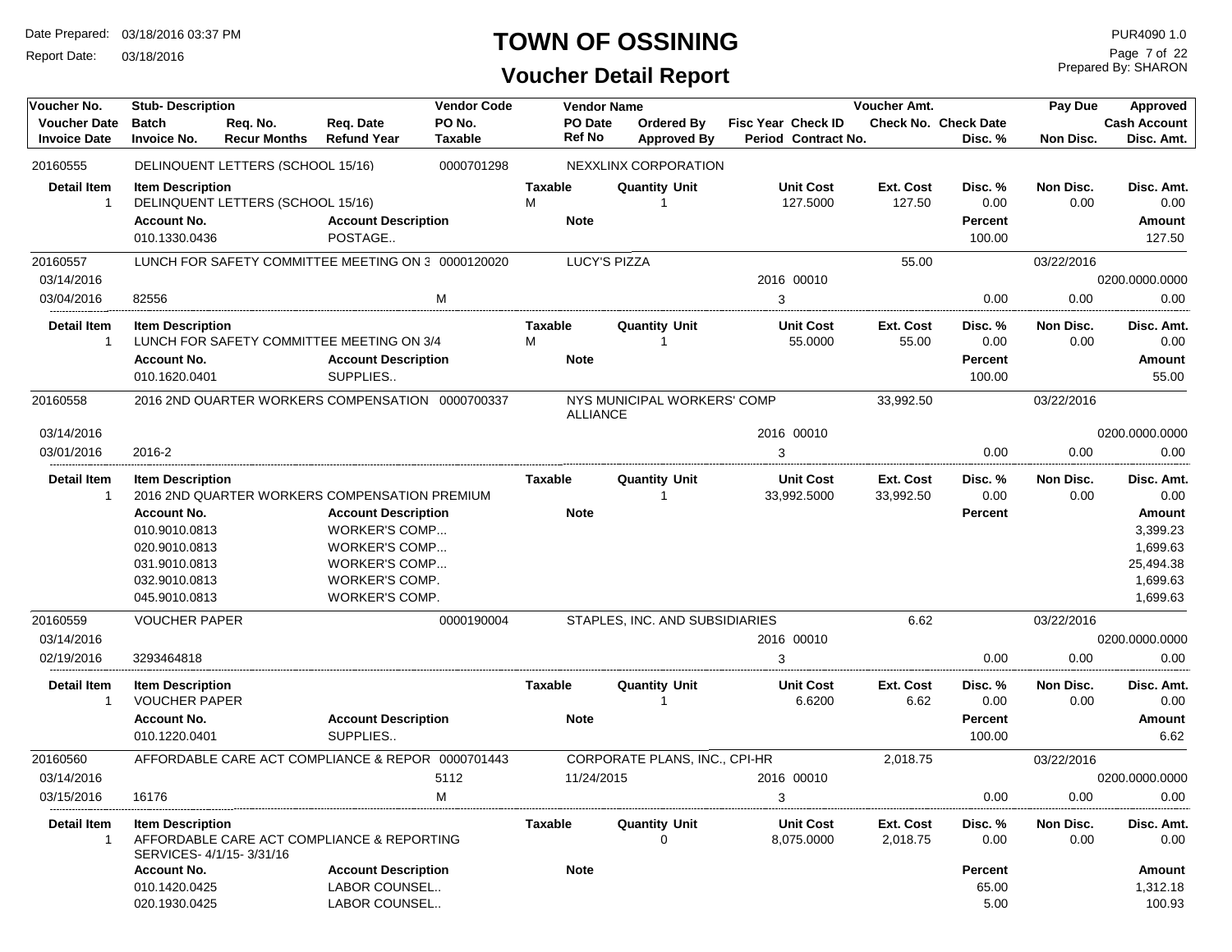# TOWN OF OSSINING

## Voucher Detail Report

Date Prepared: 03/18/2016 03:37 PM
Report Date: 03/18/2016

PUR4090 1.0
Prepared By: SHARON

| Voucher No. / Voucher Date / Invoice Date | Stub- Description / Batch / Invoice No. | Req. No. / Recur Months | Req. Date / Refund Year | Vendor Code / PO No. / Taxable | Vendor Name / PO Date / Ref No | Ordered By / Approved By | Fisc Year / Period | Check ID / Contract No. | Voucher Amt. / Check No. | Check Date / Disc. % | Pay Due / Non Disc. | Approved / Cash Account / Disc. Amt. |
|---|---|---|---|---|---|---|---|---|---|---|---|---|
| 20160555 | DELINQUENT LETTERS (SCHOOL 15/16) | | | 0000701298 | NEXXLINX CORPORATION | | | | | | | |

| Detail Item | Item Description | Taxable | Quantity | Unit | Unit Cost | Ext. Cost | Disc. % | Non Disc. | Disc. Amt. |
|---|---|---|---|---|---|---|---|---|---|
| 1 | DELINQUENT LETTERS (SCHOOL 15/16) | M | 1 | | 127.5000 | 127.50 | 0.00 | 0.00 | 0.00 |

| Account No. | Account Description | Note | Percent | Amount |
|---|---|---|---|---|
| 010.1330.0436 | POSTAGE.. | | 100.00 | 127.50 |

| Voucher No. / Voucher Date / Invoice Date | Stub- Description / Batch / Invoice No. | Req. No. / Recur Months | Req. Date / Refund Year | Vendor Code / PO No. / Taxable | Vendor Name / PO Date / Ref No | Ordered By / Approved By | Fisc Year / Period | Check ID / Contract No. | Voucher Amt. / Check No. | Check Date / Disc. % | Pay Due / Non Disc. | Approved / Cash Account / Disc. Amt. |
|---|---|---|---|---|---|---|---|---|---|---|---|---|
| 20160557 | LUNCH FOR SAFETY COMMITTEE MEETING ON 3 | | | 0000120020 | LUCY'S PIZZA | | | | 55.00 | | 03/22/2016 | |
| 03/14/2016 | | | | | | | 2016 | 00010 | | | | 0200.0000.0000 |
| 03/04/2016 | 82556 | | | M | | | 3 | | | 0.00 | 0.00 | 0.00 |

| Detail Item | Item Description | Taxable | Quantity | Unit | Unit Cost | Ext. Cost | Disc. % | Non Disc. | Disc. Amt. |
|---|---|---|---|---|---|---|---|---|---|
| 1 | LUNCH FOR SAFETY COMMITTEE MEETING ON 3/4 | M | 1 | | 55.0000 | 55.00 | 0.00 | 0.00 | 0.00 |

| Account No. | Account Description | Note | Percent | Amount |
|---|---|---|---|---|
| 010.1620.0401 | SUPPLIES.. | | 100.00 | 55.00 |

| Voucher No. / Voucher Date / Invoice Date | Stub- Description / Batch / Invoice No. | Req. No. / Recur Months | Req. Date / Refund Year | Vendor Code / PO No. / Taxable | Vendor Name / PO Date / Ref No | Ordered By / Approved By | Fisc Year / Period | Check ID / Contract No. | Voucher Amt. / Check No. | Check Date / Disc. % | Pay Due / Non Disc. | Approved / Cash Account / Disc. Amt. |
|---|---|---|---|---|---|---|---|---|---|---|---|---|
| 20160558 | 2016 2ND QUARTER WORKERS COMPENSATION | | | 0000700337 | NYS MUNICIPAL WORKERS' COMP ALLIANCE | | | | 33,992.50 | | 03/22/2016 | |
| 03/14/2016 | | | | | | | 2016 | 00010 | | | | 0200.0000.0000 |
| 03/01/2016 | 2016-2 | | | | | | 3 | | | 0.00 | 0.00 | 0.00 |

| Detail Item | Item Description | Taxable | Quantity | Unit | Unit Cost | Ext. Cost | Disc. % | Non Disc. | Disc. Amt. |
|---|---|---|---|---|---|---|---|---|---|
| 1 | 2016 2ND QUARTER WORKERS COMPENSATION PREMIUM | | 1 | | 33,992.5000 | 33,992.50 | 0.00 | 0.00 | 0.00 |

| Account No. | Account Description | Note | Percent | Amount |
|---|---|---|---|---|
| 010.9010.0813 | WORKER'S COMP... | | | 3,399.23 |
| 020.9010.0813 | WORKER'S COMP... | | | 1,699.63 |
| 031.9010.0813 | WORKER'S COMP... | | | 25,494.38 |
| 032.9010.0813 | WORKER'S COMP. | | | 1,699.63 |
| 045.9010.0813 | WORKER'S COMP. | | | 1,699.63 |

| Voucher No. / Voucher Date / Invoice Date | Stub- Description / Batch / Invoice No. | Req. No. / Recur Months | Req. Date / Refund Year | Vendor Code / PO No. / Taxable | Vendor Name / PO Date / Ref No | Ordered By / Approved By | Fisc Year / Period | Check ID / Contract No. | Voucher Amt. / Check No. | Check Date / Disc. % | Pay Due / Non Disc. | Approved / Cash Account / Disc. Amt. |
|---|---|---|---|---|---|---|---|---|---|---|---|---|
| 20160559 | VOUCHER PAPER | | | 0000190004 | STAPLES, INC. AND SUBSIDIARIES | | | | 6.62 | | 03/22/2016 | |
| 03/14/2016 | | | | | | | 2016 | 00010 | | | | 0200.0000.0000 |
| 02/19/2016 | 3293464818 | | | | | | 3 | | | 0.00 | 0.00 | 0.00 |

| Detail Item | Item Description | Taxable | Quantity | Unit | Unit Cost | Ext. Cost | Disc. % | Non Disc. | Disc. Amt. |
|---|---|---|---|---|---|---|---|---|---|
| 1 | VOUCHER PAPER | | 1 | | 6.6200 | 6.62 | 0.00 | 0.00 | 0.00 |

| Account No. | Account Description | Note | Percent | Amount |
|---|---|---|---|---|
| 010.1220.0401 | SUPPLIES.. | | 100.00 | 6.62 |

| Voucher No. / Voucher Date / Invoice Date | Stub- Description / Batch / Invoice No. | Req. No. / Recur Months | Req. Date / Refund Year | Vendor Code / PO No. / Taxable | Vendor Name / PO Date / Ref No | Ordered By / Approved By | Fisc Year / Period | Check ID / Contract No. | Voucher Amt. / Check No. | Check Date / Disc. % | Pay Due / Non Disc. | Approved / Cash Account / Disc. Amt. |
|---|---|---|---|---|---|---|---|---|---|---|---|---|
| 20160560 | AFFORDABLE CARE ACT COMPLIANCE & REPOR | | | 0000701443 | CORPORATE PLANS, INC., CPI-HR | | | | 2,018.75 | | 03/22/2016 | |
| 03/14/2016 | | | | 5112 | 11/24/2015 | | 2016 | 00010 | | | | 0200.0000.0000 |
| 03/15/2016 | 16176 | | | M | | | 3 | | | 0.00 | 0.00 | 0.00 |

| Detail Item | Item Description | Taxable | Quantity | Unit | Unit Cost | Ext. Cost | Disc. % | Non Disc. | Disc. Amt. |
|---|---|---|---|---|---|---|---|---|---|
| 1 | AFFORDABLE CARE ACT COMPLIANCE & REPORTING SERVICES- 4/1/15- 3/31/16 | | 0 | | 8,075.0000 | 2,018.75 | 0.00 | 0.00 | 0.00 |

| Account No. | Account Description | Note | Percent | Amount |
|---|---|---|---|---|
| 010.1420.0425 | LABOR COUNSEL.. | | 65.00 | 1,312.18 |
| 020.1930.0425 | LABOR COUNSEL.. | | 5.00 | 100.93 |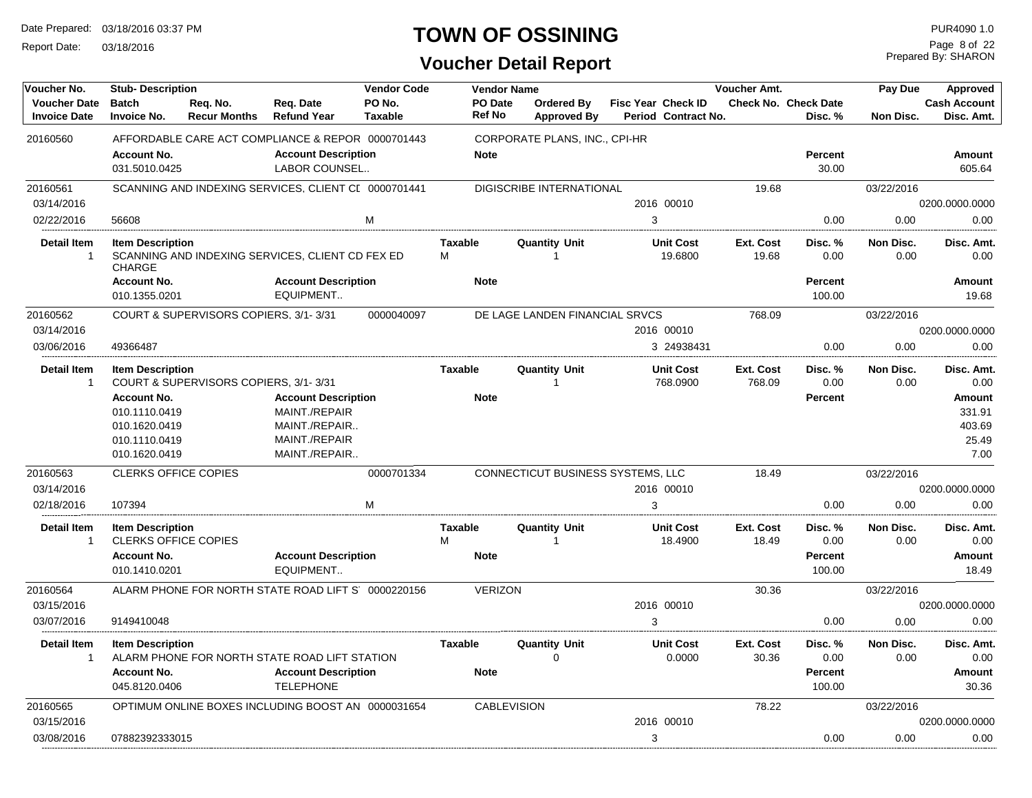# TOWN OF OSSINING

## Voucher Detail Report

Date Prepared: 03/18/2016 03:37 PM
Report Date: 03/18/2016

PUR4090 1.0
Prepared By: SHARON

| Voucher No. / Voucher Date / Invoice Date | Stub- Description / Batch / Invoice No. | Req. No. / Recur Months | Req. Date / Refund Year | Vendor Code / PO No. / Taxable | Vendor Name / PO Date / Ref No | Ordered By / Approved By | Fisc Year / Period | Check ID / Contract No. | Voucher Amt. / Check No. | Check Date / Disc. % | Pay Due / Non Disc. | Approved / Cash Account / Disc. Amt. |
|---|---|---|---|---|---|---|---|---|---|---|---|---|
| 20160560 | AFFORDABLE CARE ACT COMPLIANCE & REPOR | | | 0000701443 | CORPORATE PLANS, INC., CPI-HR | | | | | | | |
| | **Account No.** | | **Account Description** | | **Note** | | | | | **Percent** | | **Amount** |
| | 031.5010.0425 | | LABOR COUNSEL.. | | | | | | | 30.00 | | 605.64 |
| 20160561 | SCANNING AND INDEXING SERVICES, CLIENT CI | | | 0000701441 | DIGISCRIBE INTERNATIONAL | | | | 19.68 | | 03/22/2016 | |
| 03/14/2016 | | | | | | | 2016 | 00010 | | | | 0200.0000.0000 |
| 02/22/2016 | 56608 | | | M | | | 3 | | | 0.00 | 0.00 | 0.00 |
| **Detail Item** | **Item Description** | | | | **Taxable** | **Quantity Unit** | **Unit Cost** | | **Ext. Cost** | **Disc. %** | **Non Disc.** | **Disc. Amt.** |
| 1 | SCANNING AND INDEXING SERVICES, CLIENT CD FEX ED CHARGE | | | | M | 1 | 19.6800 | | 19.68 | 0.00 | 0.00 | 0.00 |
| | **Account No.** | | **Account Description** | | **Note** | | | | | **Percent** | | **Amount** |
| | 010.1355.0201 | | EQUIPMENT.. | | | | | | | 100.00 | | 19.68 |
| 20160562 | COURT & SUPERVISORS COPIERS, 3/1- 3/31 | | | 0000040097 | DE LAGE LANDEN FINANCIAL SRVCS | | | | 768.09 | | 03/22/2016 | |
| 03/14/2016 | | | | | | | 2016 | 00010 | | | | 0200.0000.0000 |
| 03/06/2016 | 49366487 | | | | | | 3 | 24938431 | | 0.00 | 0.00 | 0.00 |
| **Detail Item** | **Item Description** | | | | **Taxable** | **Quantity Unit** | **Unit Cost** | | **Ext. Cost** | **Disc. %** | **Non Disc.** | **Disc. Amt.** |
| 1 | COURT & SUPERVISORS COPIERS, 3/1- 3/31 | | | | | 1 | 768.0900 | | 768.09 | 0.00 | 0.00 | 0.00 |
| | **Account No.** | | **Account Description** | | **Note** | | | | | **Percent** | | **Amount** |
| | 010.1110.0419 | | MAINT./REPAIR | | | | | | | | | 331.91 |
| | 010.1620.0419 | | MAINT./REPAIR.. | | | | | | | | | 403.69 |
| | 010.1110.0419 | | MAINT./REPAIR | | | | | | | | | 25.49 |
| | 010.1620.0419 | | MAINT./REPAIR.. | | | | | | | | | 7.00 |
| 20160563 | CLERKS OFFICE COPIES | | | 0000701334 | CONNECTICUT BUSINESS SYSTEMS, LLC | | | | 18.49 | | 03/22/2016 | |
| 03/14/2016 | | | | | | | 2016 | 00010 | | | | 0200.0000.0000 |
| 02/18/2016 | 107394 | | | M | | | 3 | | | 0.00 | 0.00 | 0.00 |
| **Detail Item** | **Item Description** | | | | **Taxable** | **Quantity Unit** | **Unit Cost** | | **Ext. Cost** | **Disc. %** | **Non Disc.** | **Disc. Amt.** |
| 1 | CLERKS OFFICE COPIES | | | | M | 1 | 18.4900 | | 18.49 | 0.00 | 0.00 | 0.00 |
| | **Account No.** | | **Account Description** | | **Note** | | | | | **Percent** | | **Amount** |
| | 010.1410.0201 | | EQUIPMENT.. | | | | | | | 100.00 | | 18.49 |
| 20160564 | ALARM PHONE FOR NORTH STATE ROAD LIFT S | | | 0000220156 | VERIZON | | | | 30.36 | | 03/22/2016 | |
| 03/15/2016 | | | | | | | 2016 | 00010 | | | | 0200.0000.0000 |
| 03/07/2016 | 9149410048 | | | | | | 3 | | | 0.00 | 0.00 | 0.00 |
| **Detail Item** | **Item Description** | | | | **Taxable** | **Quantity Unit** | **Unit Cost** | | **Ext. Cost** | **Disc. %** | **Non Disc.** | **Disc. Amt.** |
| 1 | ALARM PHONE FOR NORTH STATE ROAD LIFT STATION | | | | | 0 | 0.0000 | | 30.36 | 0.00 | 0.00 | 0.00 |
| | **Account No.** | | **Account Description** | | **Note** | | | | | **Percent** | | **Amount** |
| | 045.8120.0406 | | TELEPHONE | | | | | | | 100.00 | | 30.36 |
| 20160565 | OPTIMUM ONLINE BOXES INCLUDING BOOST AN | | | 0000031654 | CABLEVISION | | | | 78.22 | | 03/22/2016 | |
| 03/15/2016 | | | | | | | 2016 | 00010 | | | | 0200.0000.0000 |
| 03/08/2016 | 07882392333015 | | | | | | 3 | | | 0.00 | 0.00 | 0.00 |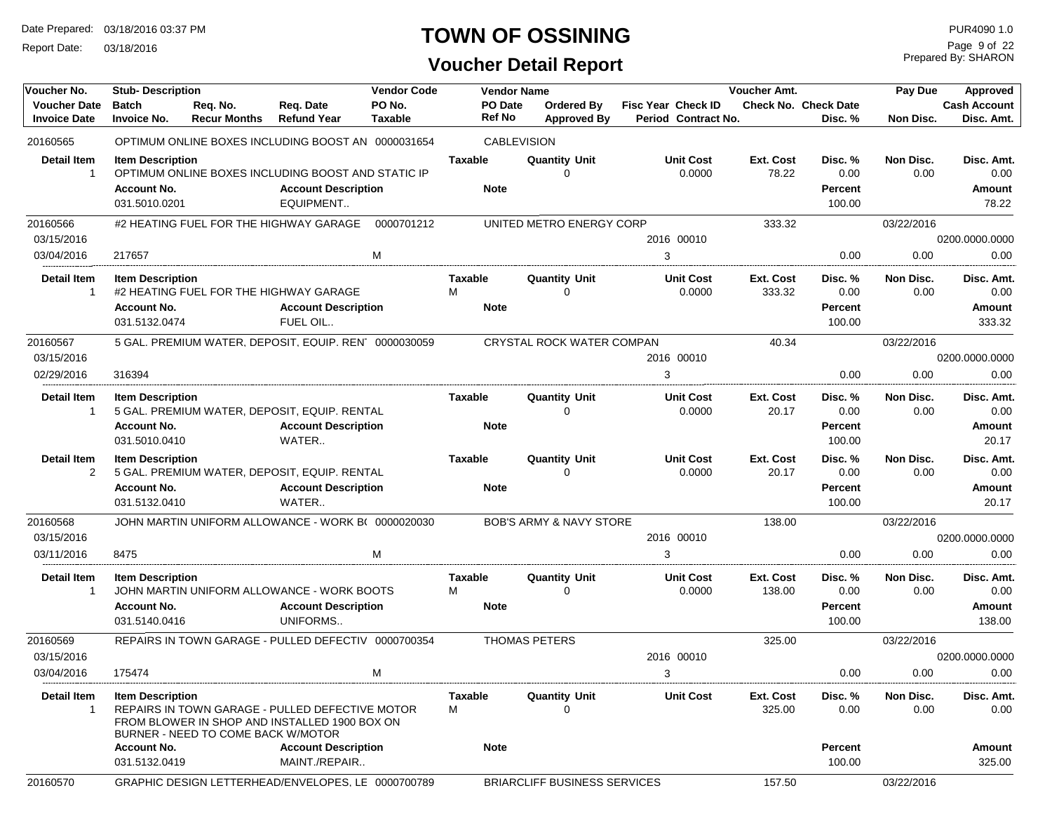# TOWN OF OSSINING

## Voucher Detail Report

Date Prepared: 03/18/2016 03:37 PM
Report Date: 03/18/2016

PUR4090 1.0
Prepared By: SHARON

| Voucher No. | Stub- Description | | | Vendor Code | Vendor Name | | | | Voucher Amt. | | Pay Due | Approved |
|---|---|---|---|---|---|---|---|---|---|---|---|---|
| Voucher Date | Batch | Req. No. | Req. Date | PO No. | PO Date | Ordered By | Fisc Year | Check ID | Check No. | Check Date | | Cash Account |
| Invoice Date | Invoice No. | Recur Months | Refund Year | Taxable | Ref No | Approved By | Period | Contract No. | | Disc. % | Non Disc. | Disc. Amt. |
| 20160565 | OPTIMUM ONLINE BOXES INCLUDING BOOST AN | | | 0000031654 | CABLEVISION | | | | | | | |
| **Detail Item** | **Item Description** | | | | **Taxable** | **Quantity Unit** | | **Unit Cost** | **Ext. Cost** | **Disc. %** | **Non Disc.** | **Disc. Amt.** |
| 1 | OPTIMUM ONLINE BOXES INCLUDING BOOST AND STATIC IP | | | | | 0 | | 0.0000 | 78.22 | 0.00 | 0.00 | 0.00 |
| | **Account No.** | | **Account Description** | | **Note** | | | | | **Percent** | | **Amount** |
| | 031.5010.0201 | | EQUIPMENT.. | | | | | | | 100.00 | | 78.22 |
| 20160566 | #2 HEATING FUEL FOR THE HIGHWAY GARAGE | | | 0000701212 | UNITED METRO ENERGY CORP | | | | 333.32 | | 03/22/2016 | |
| 03/15/2016 | | | | | | | 2016 | 00010 | | | | 0200.0000.0000 |
| 03/04/2016 | 217657 | | | M | | | 3 | | | 0.00 | 0.00 | 0.00 |
| **Detail Item** | **Item Description** | | | | **Taxable** | **Quantity Unit** | | **Unit Cost** | **Ext. Cost** | **Disc. %** | **Non Disc.** | **Disc. Amt.** |
| 1 | #2 HEATING FUEL FOR THE HIGHWAY GARAGE | | | | M | 0 | | 0.0000 | 333.32 | 0.00 | 0.00 | 0.00 |
| | **Account No.** | | **Account Description** | | **Note** | | | | | **Percent** | | **Amount** |
| | 031.5132.0474 | | FUEL OIL.. | | | | | | | 100.00 | | 333.32 |
| 20160567 | 5 GAL. PREMIUM WATER, DEPOSIT, EQUIP. REN' | | | 0000030059 | CRYSTAL ROCK WATER COMPAN | | | | 40.34 | | 03/22/2016 | |
| 03/15/2016 | | | | | | | 2016 | 00010 | | | | 0200.0000.0000 |
| 02/29/2016 | 316394 | | | | | | 3 | | | 0.00 | 0.00 | 0.00 |
| **Detail Item** | **Item Description** | | | | **Taxable** | **Quantity Unit** | | **Unit Cost** | **Ext. Cost** | **Disc. %** | **Non Disc.** | **Disc. Amt.** |
| 1 | 5 GAL. PREMIUM WATER, DEPOSIT, EQUIP. RENTAL | | | | | 0 | | 0.0000 | 20.17 | 0.00 | 0.00 | 0.00 |
| | **Account No.** | | **Account Description** | | **Note** | | | | | **Percent** | | **Amount** |
| | 031.5010.0410 | | WATER.. | | | | | | | 100.00 | | 20.17 |
| **Detail Item** | **Item Description** | | | | **Taxable** | **Quantity Unit** | | **Unit Cost** | **Ext. Cost** | **Disc. %** | **Non Disc.** | **Disc. Amt.** |
| 2 | 5 GAL. PREMIUM WATER, DEPOSIT, EQUIP. RENTAL | | | | | 0 | | 0.0000 | 20.17 | 0.00 | 0.00 | 0.00 |
| | **Account No.** | | **Account Description** | | **Note** | | | | | **Percent** | | **Amount** |
| | 031.5132.0410 | | WATER.. | | | | | | | 100.00 | | 20.17 |
| 20160568 | JOHN MARTIN UNIFORM ALLOWANCE - WORK B( | | | 0000020030 | BOB'S ARMY & NAVY STORE | | | | 138.00 | | 03/22/2016 | |
| 03/15/2016 | | | | | | | 2016 | 00010 | | | | 0200.0000.0000 |
| 03/11/2016 | 8475 | | | M | | | 3 | | | 0.00 | 0.00 | 0.00 |
| **Detail Item** | **Item Description** | | | | **Taxable** | **Quantity Unit** | | **Unit Cost** | **Ext. Cost** | **Disc. %** | **Non Disc.** | **Disc. Amt.** |
| 1 | JOHN MARTIN UNIFORM ALLOWANCE - WORK BOOTS | | | | M | 0 | | 0.0000 | 138.00 | 0.00 | 0.00 | 0.00 |
| | **Account No.** | | **Account Description** | | **Note** | | | | | **Percent** | | **Amount** |
| | 031.5140.0416 | | UNIFORMS.. | | | | | | | 100.00 | | 138.00 |
| 20160569 | REPAIRS IN TOWN GARAGE - PULLED DEFECTIV | | | 0000700354 | THOMAS PETERS | | | | 325.00 | | 03/22/2016 | |
| 03/15/2016 | | | | | | | 2016 | 00010 | | | | 0200.0000.0000 |
| 03/04/2016 | 175474 | | | M | | | 3 | | | 0.00 | 0.00 | 0.00 |
| **Detail Item** | **Item Description** | | | | **Taxable** | **Quantity Unit** | | **Unit Cost** | **Ext. Cost** | **Disc. %** | **Non Disc.** | **Disc. Amt.** |
| 1 | REPAIRS IN TOWN GARAGE - PULLED DEFECTIVE MOTOR FROM BLOWER IN SHOP AND INSTALLED 1900 BOX ON BURNER - NEED TO COME BACK W/MOTOR | | | | M | 0 | | | 325.00 | 0.00 | 0.00 | 0.00 |
| | **Account No.** | | **Account Description** | | **Note** | | | | | **Percent** | | **Amount** |
| | 031.5132.0419 | | MAINT./REPAIR.. | | | | | | | 100.00 | | 325.00 |
| 20160570 | GRAPHIC DESIGN LETTERHEAD/ENVELOPES, LE | | | 0000700789 | BRIARCLIFF BUSINESS SERVICES | | | | 157.50 | | 03/22/2016 | |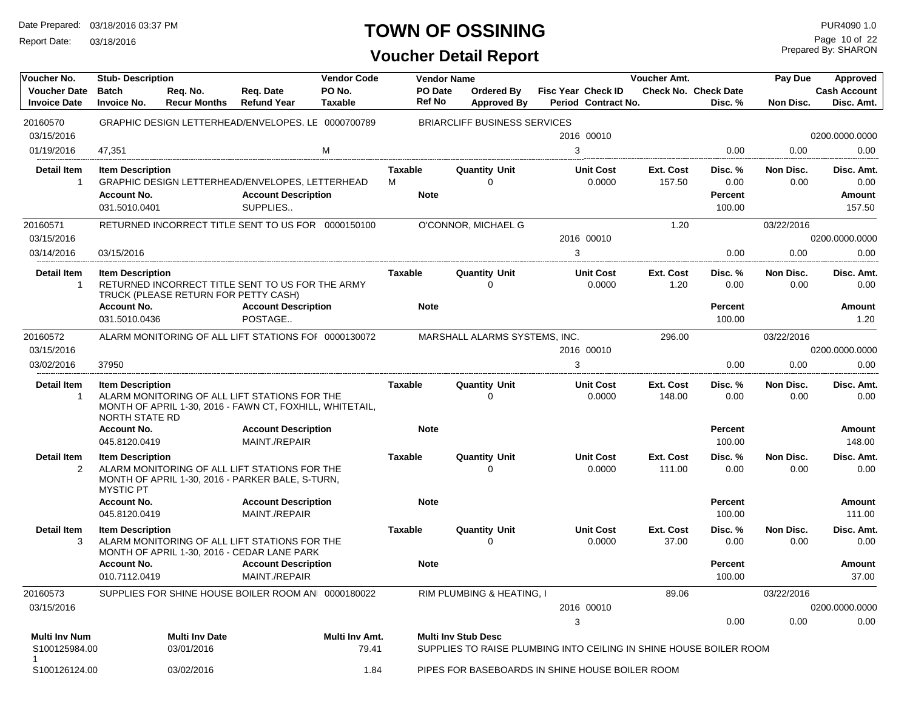# TOWN OF OSSINING

## Voucher Detail Report

Date Prepared: 03/18/2016 03:37 PM
Report Date: 03/18/2016

PUR4090 1.0
Prepared By: SHARON

| Voucher No. | Stub- Description | | | Vendor Code | Vendor Name | | | | Voucher Amt. | | Pay Due | Approved |
|---|---|---|---|---|---|---|---|---|---|---|---|---|
| **Voucher Date** | **Batch** | **Req. No.** | **Req. Date** | **PO No.** | **PO Date** | **Ordered By** | **Fisc Year** | **Check ID** | **Check No.** | **Check Date** | | **Cash Account** |
| **Invoice Date** | **Invoice No.** | **Recur Months** | **Refund Year** | **Taxable** | **Ref No** | **Approved By** | **Period** | **Contract No.** | | **Disc. %** | **Non Disc.** | **Disc. Amt.** |
| 20160570 | GRAPHIC DESIGN LETTERHEAD/ENVELOPES, LE | | | 0000700789 | BRIARCLIFF BUSINESS SERVICES | | | | | | | |
| 03/15/2016 | | | | | | | 2016 | 00010 | | | | 0200.0000.0000 |
| 01/19/2016 | 47,351 | | | M | | | 3 | | | 0.00 | 0.00 | 0.00 |

| Detail Item | Item Description | Taxable | Quantity Unit | Unit Cost | Ext. Cost | Disc. % | Non Disc. | Disc. Amt. |
|---|---|---|---|---|---|---|---|---|
| 1 | GRAPHIC DESIGN LETTERHEAD/ENVELOPES, LETTERHEAD | M | 0 | 0.0000 | 157.50 | 0.00 | 0.00 | 0.00 |

| Account No. | Account Description | Note | Percent | Amount |
|---|---|---|---|---|
| 031.5010.0401 | SUPPLIES.. | | 100.00 | 157.50 |

| Voucher No. | Stub- Description | | | Vendor Code | Vendor Name | | | | Voucher Amt. | | Pay Due | Approved |
|---|---|---|---|---|---|---|---|---|---|---|---|---|
| 20160571 | RETURNED INCORRECT TITLE SENT TO US FOR | | | 0000150100 | O'CONNOR, MICHAEL G | | | | 1.20 | | 03/22/2016 | |
| 03/15/2016 | | | | | | | 2016 | 00010 | | | | 0200.0000.0000 |
| 03/14/2016 | 03/15/2016 | | | | | | 3 | | | 0.00 | 0.00 | 0.00 |

| Detail Item | Item Description | Taxable | Quantity Unit | Unit Cost | Ext. Cost | Disc. % | Non Disc. | Disc. Amt. |
|---|---|---|---|---|---|---|---|---|
| 1 | RETURNED INCORRECT TITLE SENT TO US FOR THE ARMY TRUCK (PLEASE RETURN FOR PETTY CASH) | | 0 | 0.0000 | 1.20 | 0.00 | 0.00 | 0.00 |

| Account No. | Account Description | Note | Percent | Amount |
|---|---|---|---|---|
| 031.5010.0436 | POSTAGE.. | | 100.00 | 1.20 |

| Voucher No. | Stub- Description | | | Vendor Code | Vendor Name | | | | Voucher Amt. | | Pay Due | Approved |
|---|---|---|---|---|---|---|---|---|---|---|---|---|
| 20160572 | ALARM MONITORING OF ALL LIFT STATIONS FOI | | | 0000130072 | MARSHALL ALARMS SYSTEMS, INC. | | | | 296.00 | | 03/22/2016 | |
| 03/15/2016 | | | | | | | 2016 | 00010 | | | | 0200.0000.0000 |
| 03/02/2016 | 37950 | | | | | | 3 | | | 0.00 | 0.00 | 0.00 |

| Detail Item | Item Description | Taxable | Quantity Unit | Unit Cost | Ext. Cost | Disc. % | Non Disc. | Disc. Amt. |
|---|---|---|---|---|---|---|---|---|
| 1 | ALARM MONITORING OF ALL LIFT STATIONS FOR THE MONTH OF APRIL 1-30, 2016 - FAWN CT, FOXHILL, WHITETAIL, NORTH STATE RD | | 0 | 0.0000 | 148.00 | 0.00 | 0.00 | 0.00 |

| Account No. | Account Description | Note | Percent | Amount |
|---|---|---|---|---|
| 045.8120.0419 | MAINT./REPAIR | | 100.00 | 148.00 |

| Detail Item | Item Description | Taxable | Quantity Unit | Unit Cost | Ext. Cost | Disc. % | Non Disc. | Disc. Amt. |
|---|---|---|---|---|---|---|---|---|
| 2 | ALARM MONITORING OF ALL LIFT STATIONS FOR THE MONTH OF APRIL 1-30, 2016 - PARKER BALE, S-TURN, MYSTIC PT | | 0 | 0.0000 | 111.00 | 0.00 | 0.00 | 0.00 |

| Account No. | Account Description | Note | Percent | Amount |
|---|---|---|---|---|
| 045.8120.0419 | MAINT./REPAIR | | 100.00 | 111.00 |

| Detail Item | Item Description | Taxable | Quantity Unit | Unit Cost | Ext. Cost | Disc. % | Non Disc. | Disc. Amt. |
|---|---|---|---|---|---|---|---|---|
| 3 | ALARM MONITORING OF ALL LIFT STATIONS FOR THE MONTH OF APRIL 1-30, 2016 - CEDAR LANE PARK | | 0 | 0.0000 | 37.00 | 0.00 | 0.00 | 0.00 |

| Account No. | Account Description | Note | Percent | Amount |
|---|---|---|---|---|
| 010.7112.0419 | MAINT./REPAIR | | 100.00 | 37.00 |

| Voucher No. | Stub- Description | | | Vendor Code | Vendor Name | | | | Voucher Amt. | | Pay Due | Approved |
|---|---|---|---|---|---|---|---|---|---|---|---|---|
| 20160573 | SUPPLIES FOR SHINE HOUSE BOILER ROOM ANI | | | 0000180022 | RIM PLUMBING & HEATING, I | | | | 89.06 | | 03/22/2016 | |
| 03/15/2016 | | | | | | | 2016 | 00010 | | | | 0200.0000.0000 |
| | | | | | | | 3 | | | 0.00 | 0.00 | 0.00 |

| Multi Inv Num | Multi Inv Date | Multi Inv Amt. | Multi Inv Stub Desc |
|---|---|---|---|
| S100125984.001 | 03/01/2016 | 79.41 | SUPPLIES TO RAISE PLUMBING INTO CEILING IN SHINE HOUSE BOILER ROOM |
| S100126124.00 | 03/02/2016 | 1.84 | PIPES FOR BASEBOARDS IN SHINE HOUSE BOILER ROOM |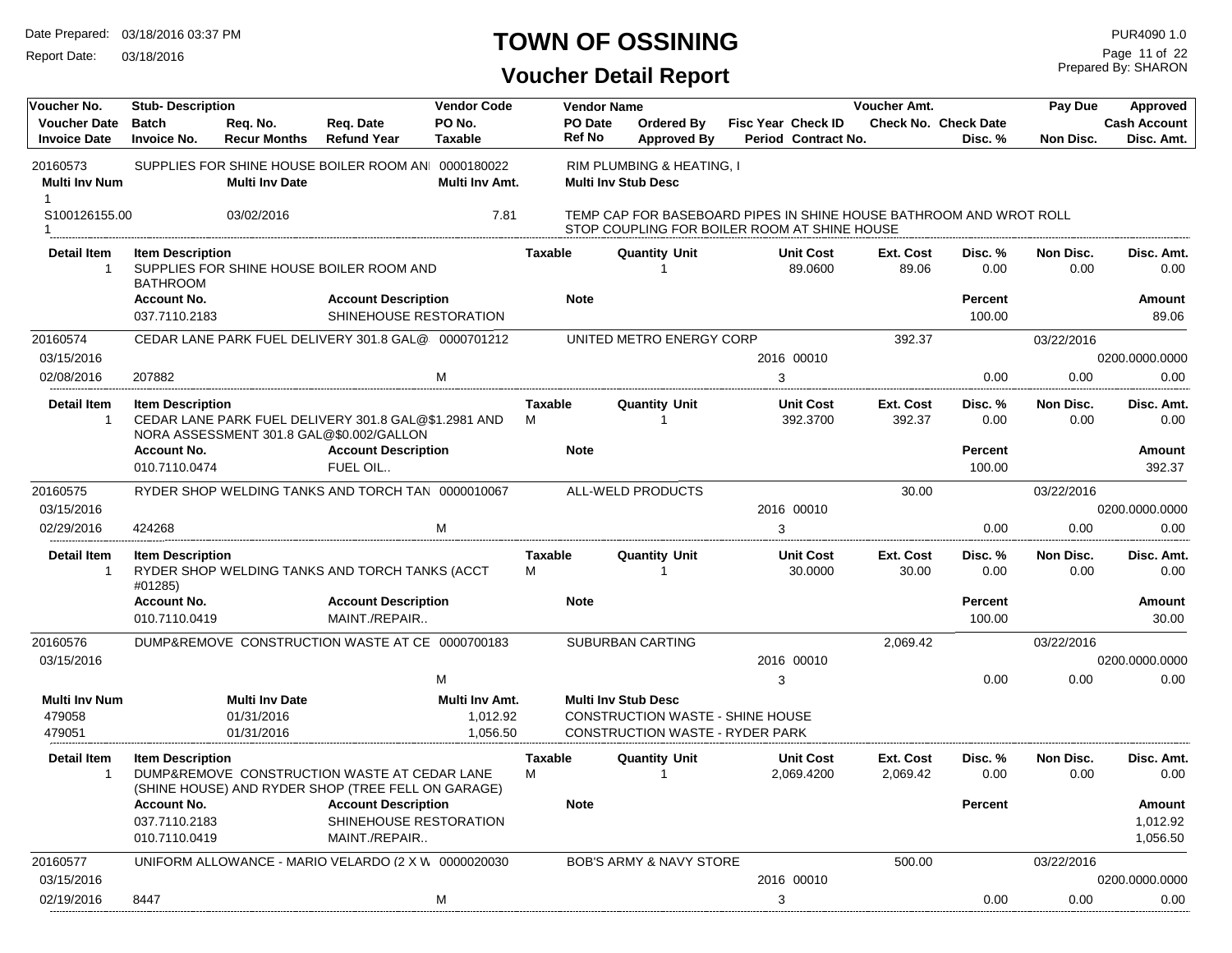# TOWN OF OSSINING

## Voucher Detail Report

Date Prepared: 03/18/2016 03:37 PM
Report Date: 03/18/2016

PUR4090 1.0
Prepared By: SHARON

| Voucher No. | Stub- Description | Req. No. | Req. Date | Vendor Code | Vendor Name | Ordered By | Fisc Year Check ID | Voucher Amt. | Check Date | Pay Due | Approved |
|---|---|---|---|---|---|---|---|---|---|---|---|
| Voucher Date | Batch | Recur Months | Refund Year | PO No. | PO Date | Approved By | Period Contract No. | Check No. | Disc. % | Non Disc. | Cash Account |
| Invoice Date | Invoice No. | | | Taxable | Ref No | | | | | | Disc. Amt. |

---

**20160573** — SUPPLIES FOR SHINE HOUSE BOILER ROOM ANI — 0000180022 — RIM PLUMBING & HEATING, I

| Multi Inv Num | Multi Inv Date | Multi Inv Amt. | Multi Inv Stub Desc |
|---|---|---|---|
| 1 | | | |
| S100126155.00 1 | 03/02/2016 | 7.81 | TEMP CAP FOR BASEBOARD PIPES IN SHINE HOUSE BATHROOM AND WROT ROLL STOP COUPLING FOR BOILER ROOM AT SHINE HOUSE |

| Detail Item | Item Description | Taxable | Quantity Unit | Unit Cost | Ext. Cost | Disc. % | Non Disc. | Disc. Amt. |
|---|---|---|---|---|---|---|---|---|
| 1 | SUPPLIES FOR SHINE HOUSE BOILER ROOM AND BATHROOM | | 1 | 89.0600 | 89.06 | 0.00 | 0.00 | 0.00 |

| Account No. | Account Description | Note | Percent | Amount |
|---|---|---|---|---|
| 037.7110.2183 | SHINEHOUSE RESTORATION | | 100.00 | 89.06 |

---

**20160574** — CEDAR LANE PARK FUEL DELIVERY 301.8 GAL@ — 0000701212 — UNITED METRO ENERGY CORP — Voucher Amt. 392.37 — Pay Due 03/22/2016

| Voucher Date | Invoice Date | Invoice No. | Taxable | Fisc Year / Check ID | Period | Disc. % | Non Disc. | Cash Account | Disc. Amt. |
|---|---|---|---|---|---|---|---|---|---|
| 03/15/2016 | 02/08/2016 | 207882 | M | 2016 00010 | 3 | 0.00 | 0.00 | 0200.0000.0000 | 0.00 |

| Detail Item | Item Description | Taxable | Quantity Unit | Unit Cost | Ext. Cost | Disc. % | Non Disc. | Disc. Amt. |
|---|---|---|---|---|---|---|---|---|
| 1 | CEDAR LANE PARK FUEL DELIVERY 301.8 GAL@$1.2981 AND NORA ASSESSMENT 301.8 GAL@$0.002/GALLON | M | 1 | 392.3700 | 392.37 | 0.00 | 0.00 | 0.00 |

| Account No. | Account Description | Note | Percent | Amount |
|---|---|---|---|---|
| 010.7110.0474 | FUEL OIL.. | | 100.00 | 392.37 |

---

**20160575** — RYDER SHOP WELDING TANKS AND TORCH TAN — 0000010067 — ALL-WELD PRODUCTS — Voucher Amt. 30.00 — Pay Due 03/22/2016

| Voucher Date | Invoice Date | Invoice No. | Taxable | Fisc Year / Check ID | Period | Disc. % | Non Disc. | Cash Account | Disc. Amt. |
|---|---|---|---|---|---|---|---|---|---|
| 03/15/2016 | 02/29/2016 | 424268 | M | 2016 00010 | 3 | 0.00 | 0.00 | 0200.0000.0000 | 0.00 |

| Detail Item | Item Description | Taxable | Quantity Unit | Unit Cost | Ext. Cost | Disc. % | Non Disc. | Disc. Amt. |
|---|---|---|---|---|---|---|---|---|
| 1 | RYDER SHOP WELDING TANKS AND TORCH TANKS (ACCT #01285) | M | 1 | 30.0000 | 30.00 | 0.00 | 0.00 | 0.00 |

| Account No. | Account Description | Note | Percent | Amount |
|---|---|---|---|---|
| 010.7110.0419 | MAINT./REPAIR.. | | 100.00 | 30.00 |

---

**20160576** — DUMP&REMOVE CONSTRUCTION WASTE AT CE — 0000700183 — SUBURBAN CARTING — Voucher Amt. 2,069.42 — Pay Due 03/22/2016

| Voucher Date | Invoice Date | Invoice No. | Taxable | Fisc Year / Check ID | Period | Disc. % | Non Disc. | Cash Account | Disc. Amt. |
|---|---|---|---|---|---|---|---|---|---|
| 03/15/2016 | | | M | 2016 00010 | 3 | 0.00 | 0.00 | 0200.0000.0000 | 0.00 |

| Multi Inv Num | Multi Inv Date | Multi Inv Amt. | Multi Inv Stub Desc |
|---|---|---|---|
| 479058 | 01/31/2016 | 1,012.92 | CONSTRUCTION WASTE - SHINE HOUSE |
| 479051 | 01/31/2016 | 1,056.50 | CONSTRUCTION WASTE - RYDER PARK |

| Detail Item | Item Description | Taxable | Quantity Unit | Unit Cost | Ext. Cost | Disc. % | Non Disc. | Disc. Amt. |
|---|---|---|---|---|---|---|---|---|
| 1 | DUMP&REMOVE CONSTRUCTION WASTE AT CEDAR LANE (SHINE HOUSE) AND RYDER SHOP (TREE FELL ON GARAGE) | M | 1 | 2,069.4200 | 2,069.42 | 0.00 | 0.00 | 0.00 |

| Account No. | Account Description | Note | Percent | Amount |
|---|---|---|---|---|
| 037.7110.2183 | SHINEHOUSE RESTORATION | | | 1,012.92 |
| 010.7110.0419 | MAINT./REPAIR.. | | | 1,056.50 |

---

**20160577** — UNIFORM ALLOWANCE - MARIO VELARDO (2 X W — 0000020030 — BOB'S ARMY & NAVY STORE — Voucher Amt. 500.00 — Pay Due 03/22/2016

| Voucher Date | Invoice Date | Invoice No. | Taxable | Fisc Year / Check ID | Period | Disc. % | Non Disc. | Cash Account | Disc. Amt. |
|---|---|---|---|---|---|---|---|---|---|
| 03/15/2016 | 02/19/2016 | 8447 | M | 2016 00010 | 3 | 0.00 | 0.00 | 0200.0000.0000 | 0.00 |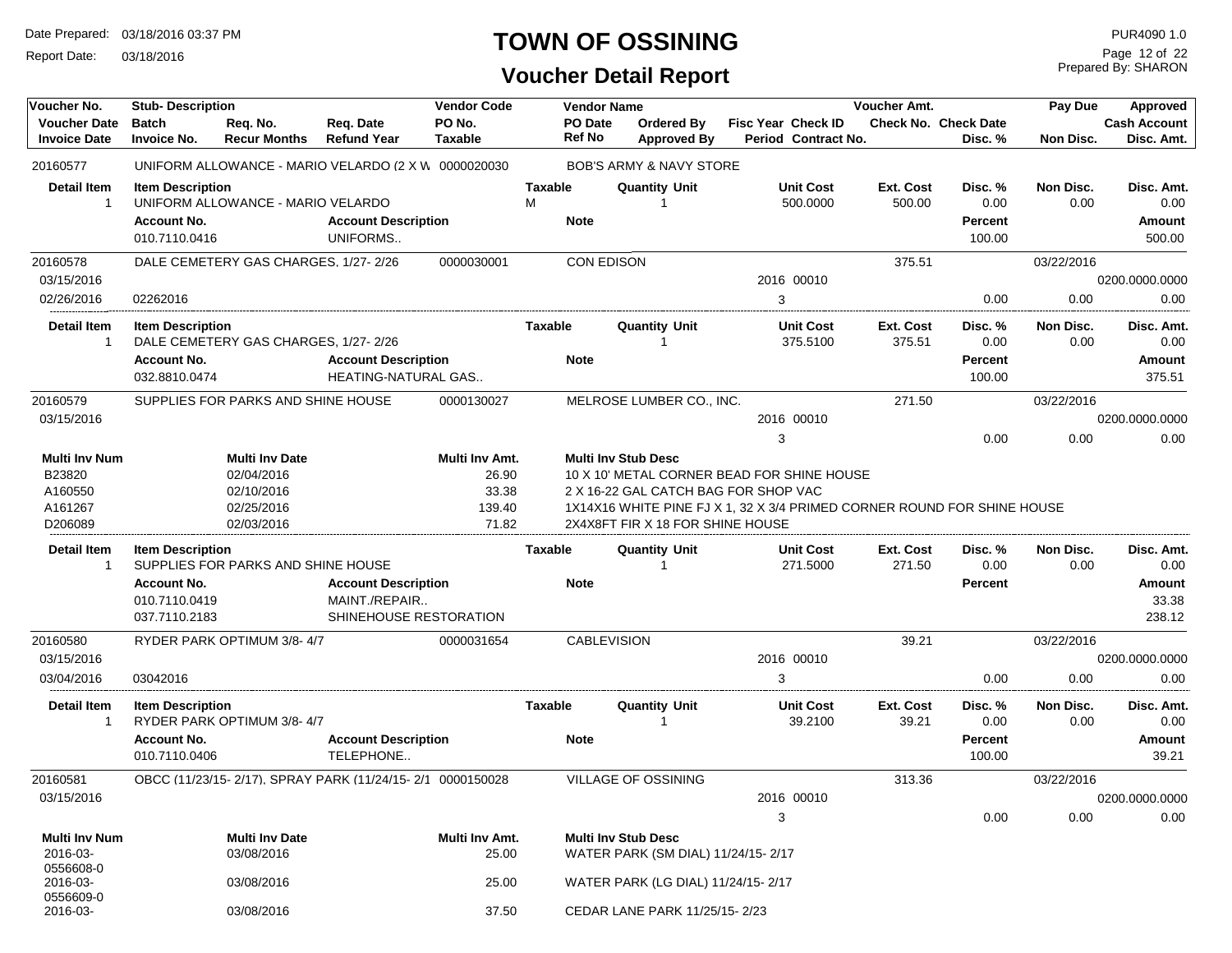# TOWN OF OSSINING

## Voucher Detail Report

Date Prepared: 03/18/2016 03:37 PM
Report Date: 03/18/2016

PUR4090 1.0
Prepared By: SHARON

| Voucher No. | Stub- Description | Req. No. | Req. Date | Vendor Code | Vendor Name | | Fisc Year | Check ID | Voucher Amt. | | Pay Due | Approved |
|---|---|---|---|---|---|---|---|---|---|---|---|---|
| Voucher Date | Batch | Req. No. | Req. Date | PO No. | PO Date | Ordered By | Fisc Year | Check ID | Check No. | Check Date | | Cash Account |
| Invoice Date | Invoice No. | Recur Months | Refund Year | Taxable | Ref No | Approved By | Period | Contract No. | | Disc. % | Non Disc. | Disc. Amt. |

**20160577** — UNIFORM ALLOWANCE - MARIO VELARDO (2 X W — 0000020030 — BOB'S ARMY & NAVY STORE

| Detail Item | Item Description | Taxable | Quantity Unit | Unit Cost | Ext. Cost | Disc. % | Non Disc. | Disc. Amt. |
|---|---|---|---|---|---|---|---|---|
| 1 | UNIFORM ALLOWANCE - MARIO VELARDO | M | 1 | 500.0000 | 500.00 | 0.00 | 0.00 | 0.00 |

| Account No. | Account Description | Note | Percent | Amount |
|---|---|---|---|---|
| 010.7110.0416 | UNIFORMS.. | | 100.00 | 500.00 |

**20160578** — DALE CEMETERY GAS CHARGES, 1/27- 2/26 — 0000030001 — CON EDISON — Voucher Amt. 375.51 — Pay Due 03/22/2016

| Voucher Date | Invoice Date | Invoice No. | Fisc Year | Check ID | Period | Disc. % | Non Disc. | Disc. Amt. | Cash Account |
|---|---|---|---|---|---|---|---|---|---|
| 03/15/2016 | 02/26/2016 | 02262016 | 2016 | 00010 | 3 | 0.00 | 0.00 | 0.00 | 0200.0000.0000 |

| Detail Item | Item Description | Taxable | Quantity Unit | Unit Cost | Ext. Cost | Disc. % | Non Disc. | Disc. Amt. |
|---|---|---|---|---|---|---|---|---|
| 1 | DALE CEMETERY GAS CHARGES, 1/27- 2/26 | | 1 | 375.5100 | 375.51 | 0.00 | 0.00 | 0.00 |

| Account No. | Account Description | Note | Percent | Amount |
|---|---|---|---|---|
| 032.8810.0474 | HEATING-NATURAL GAS.. | | 100.00 | 375.51 |

**20160579** — SUPPLIES FOR PARKS AND SHINE HOUSE — 0000130027 — MELROSE LUMBER CO., INC. — Voucher Amt. 271.50 — Pay Due 03/22/2016

| Voucher Date | Fisc Year | Check ID | Period | Disc. % | Non Disc. | Disc. Amt. | Cash Account |
|---|---|---|---|---|---|---|---|
| 03/15/2016 | 2016 | 00010 | 3 | 0.00 | 0.00 | 0.00 | 0200.0000.0000 |

| Multi Inv Num | Multi Inv Date | Multi Inv Amt. | Multi Inv Stub Desc |
|---|---|---|---|
| B23820 | 02/04/2016 | 26.90 | 10 X 10' METAL CORNER BEAD FOR SHINE HOUSE |
| A160550 | 02/10/2016 | 33.38 | 2 X 16-22 GAL CATCH BAG FOR SHOP VAC |
| A161267 | 02/25/2016 | 139.40 | 1X14X16 WHITE PINE FJ X 1, 32 X 3/4 PRIMED CORNER ROUND FOR SHINE HOUSE |
| D206089 | 02/03/2016 | 71.82 | 2X4X8FT FIR X 18 FOR SHINE HOUSE |

| Detail Item | Item Description | Taxable | Quantity Unit | Unit Cost | Ext. Cost | Disc. % | Non Disc. | Disc. Amt. |
|---|---|---|---|---|---|---|---|---|
| 1 | SUPPLIES FOR PARKS AND SHINE HOUSE | | 1 | 271.5000 | 271.50 | 0.00 | 0.00 | 0.00 |

| Account No. | Account Description | Note | Percent | Amount |
|---|---|---|---|---|
| 010.7110.0419 | MAINT./REPAIR.. | | | 33.38 |
| 037.7110.2183 | SHINEHOUSE RESTORATION | | | 238.12 |

**20160580** — RYDER PARK OPTIMUM 3/8- 4/7 — 0000031654 — CABLEVISION — Voucher Amt. 39.21 — Pay Due 03/22/2016

| Voucher Date | Invoice Date | Invoice No. | Fisc Year | Check ID | Period | Disc. % | Non Disc. | Disc. Amt. | Cash Account |
|---|---|---|---|---|---|---|---|---|---|
| 03/15/2016 | 03/04/2016 | 03042016 | 2016 | 00010 | 3 | 0.00 | 0.00 | 0.00 | 0200.0000.0000 |

| Detail Item | Item Description | Taxable | Quantity Unit | Unit Cost | Ext. Cost | Disc. % | Non Disc. | Disc. Amt. |
|---|---|---|---|---|---|---|---|---|
| 1 | RYDER PARK OPTIMUM 3/8- 4/7 | | 1 | 39.2100 | 39.21 | 0.00 | 0.00 | 0.00 |

| Account No. | Account Description | Note | Percent | Amount |
|---|---|---|---|---|
| 010.7110.0406 | TELEPHONE.. | | 100.00 | 39.21 |

**20160581** — OBCC (11/23/15- 2/17), SPRAY PARK (11/24/15- 2/1 — 0000150028 — VILLAGE OF OSSINING — Voucher Amt. 313.36 — Pay Due 03/22/2016

| Voucher Date | Fisc Year | Check ID | Period | Disc. % | Non Disc. | Disc. Amt. | Cash Account |
|---|---|---|---|---|---|---|---|
| 03/15/2016 | 2016 | 00010 | 3 | 0.00 | 0.00 | 0.00 | 0200.0000.0000 |

| Multi Inv Num | Multi Inv Date | Multi Inv Amt. | Multi Inv Stub Desc |
|---|---|---|---|
| 2016-03-0556608-0 | 03/08/2016 | 25.00 | WATER PARK (SM DIAL) 11/24/15- 2/17 |
| 2016-03-0556609-0 | 03/08/2016 | 25.00 | WATER PARK (LG DIAL) 11/24/15- 2/17 |
| 2016-03- | 03/08/2016 | 37.50 | CEDAR LANE PARK 11/25/15- 2/23 |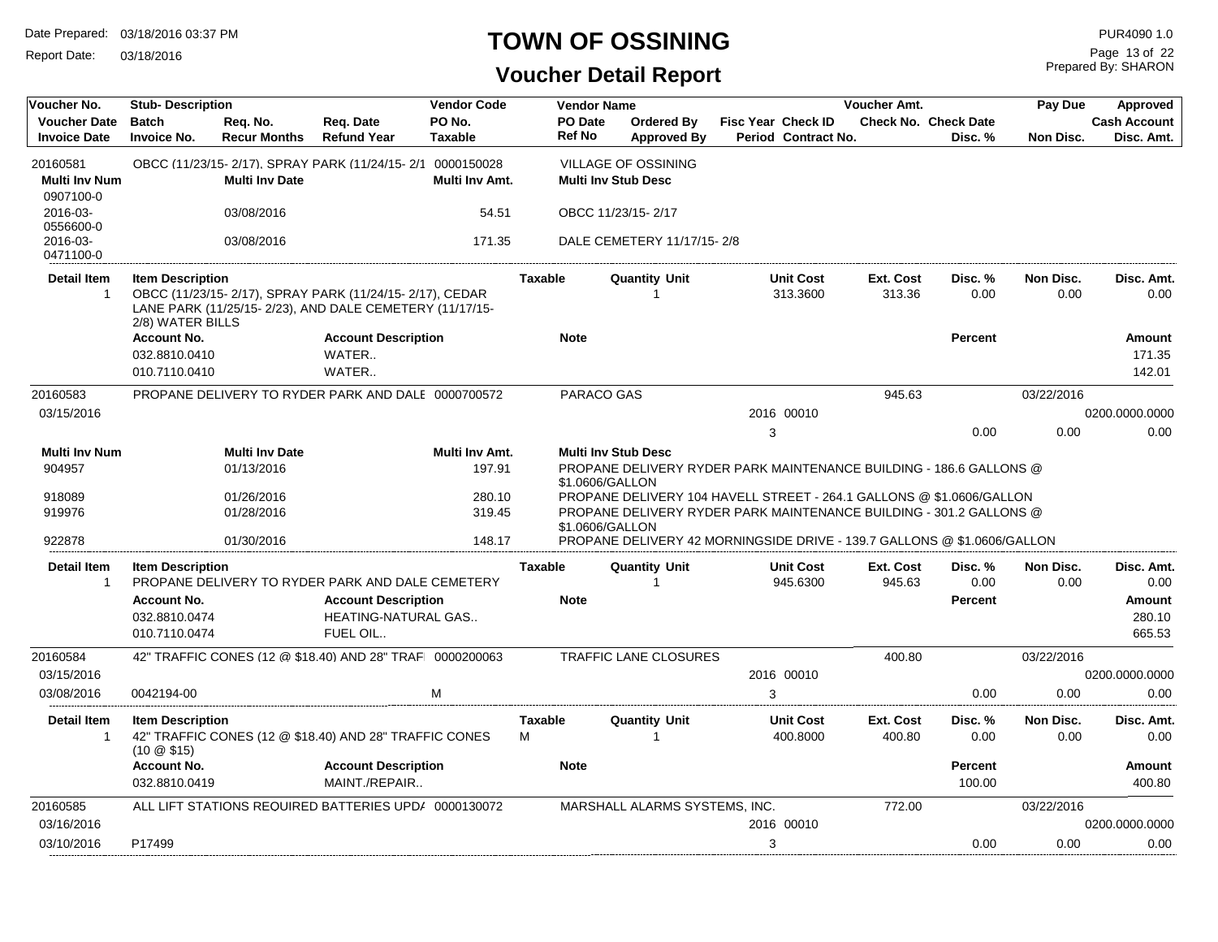# TOWN OF OSSINING

## Voucher Detail Report

Date Prepared: 03/18/2016 03:37 PM
Report Date: 03/18/2016

PUR4090 1.0
Prepared By: SHARON

| Voucher No. | Stub- Description | | | Vendor Code | Vendor Name | | | | Voucher Amt. | | Pay Due | Approved |
|---|---|---|---|---|---|---|---|---|---|---|---|---|
| Voucher Date | Batch | Req. No. | Req. Date | PO No. | PO Date | Ordered By | Fisc Year | Check ID | Check No. | Check Date | | Cash Account |
| Invoice Date | Invoice No. | Recur Months | Refund Year | Taxable | Ref No | Approved By | Period | Contract No. | | Disc. % | Non Disc. | Disc. Amt. |
| 20160581 | OBCC (11/23/15- 2/17), SPRAY PARK (11/24/15- 2/1 | | | 0000150028 | VILLAGE OF OSSINING | | | | | | | |

| Multi Inv Num | Multi Inv Date | Multi Inv Amt. | Multi Inv Stub Desc |
|---|---|---|---|
| 0907100-0 | | | |
| 2016-03-0556600-0 | 03/08/2016 | 54.51 | OBCC 11/23/15- 2/17 |
| 2016-03-0471100-0 | 03/08/2016 | 171.35 | DALE CEMETERY 11/17/15- 2/8 |

| Detail Item | Item Description | Taxable | Quantity Unit | Unit Cost | Ext. Cost | Disc. % | Non Disc. | Disc. Amt. |
|---|---|---|---|---|---|---|---|---|
| 1 | OBCC (11/23/15- 2/17), SPRAY PARK (11/24/15- 2/17), CEDAR LANE PARK (11/25/15- 2/23), AND DALE CEMETERY (11/17/15- 2/8) WATER BILLS | | 1 | 313.3600 | 313.36 | 0.00 | 0.00 | 0.00 |

| Account No. | Account Description | Note | Percent | Amount |
|---|---|---|---|---|
| 032.8810.0410 | WATER.. | | | 171.35 |
| 010.7110.0410 | WATER.. | | | 142.01 |

| Voucher No. | Stub- Description | Vendor Code | Vendor Name | Fisc Year | Check ID | Voucher Amt. | Disc. % | Pay Due | Non Disc. | Approved / Cash Account / Disc. Amt. |
|---|---|---|---|---|---|---|---|---|---|---|
| 20160583 | PROPANE DELIVERY TO RYDER PARK AND DALE | 0000700572 | PARACO GAS | | | 945.63 | | 03/22/2016 | | |
| 03/15/2016 | | | | 2016 | 00010 | | | | | 0200.0000.0000 |
| | | | | 3 | | | 0.00 | | 0.00 | 0.00 |

| Multi Inv Num | Multi Inv Date | Multi Inv Amt. | Multi Inv Stub Desc |
|---|---|---|---|
| 904957 | 01/13/2016 | 197.91 | PROPANE DELIVERY RYDER PARK MAINTENANCE BUILDING - 186.6 GALLONS @ $1.0606/GALLON |
| 918089 | 01/26/2016 | 280.10 | PROPANE DELIVERY 104 HAVELL STREET - 264.1 GALLONS @ $1.0606/GALLON |
| 919976 | 01/28/2016 | 319.45 | PROPANE DELIVERY RYDER PARK MAINTENANCE BUILDING - 301.2 GALLONS @ $1.0606/GALLON |
| 922878 | 01/30/2016 | 148.17 | PROPANE DELIVERY 42 MORNINGSIDE DRIVE - 139.7 GALLONS @ $1.0606/GALLON |

| Detail Item | Item Description | Taxable | Quantity Unit | Unit Cost | Ext. Cost | Disc. % | Non Disc. | Disc. Amt. |
|---|---|---|---|---|---|---|---|---|
| 1 | PROPANE DELIVERY TO RYDER PARK AND DALE CEMETERY | | 1 | 945.6300 | 945.63 | 0.00 | 0.00 | 0.00 |

| Account No. | Account Description | Note | Percent | Amount |
|---|---|---|---|---|
| 032.8810.0474 | HEATING-NATURAL GAS.. | | | 280.10 |
| 010.7110.0474 | FUEL OIL.. | | | 665.53 |

| Voucher No. | Stub- Description | Vendor Code / Taxable | Vendor Name | Fisc Year | Check ID | Voucher Amt. | Disc. % | Pay Due | Non Disc. | Approved / Cash Account / Disc. Amt. |
|---|---|---|---|---|---|---|---|---|---|---|
| 20160584 | 42" TRAFFIC CONES (12 @ $18.40) AND 28" TRAF | 0000200063 | TRAFFIC LANE CLOSURES | | | 400.80 | | 03/22/2016 | | |
| 03/15/2016 | | | | 2016 | 00010 | | | | | 0200.0000.0000 |
| 03/08/2016 | 0042194-00 | M | | 3 | | | 0.00 | | 0.00 | 0.00 |

| Detail Item | Item Description | Taxable | Quantity Unit | Unit Cost | Ext. Cost | Disc. % | Non Disc. | Disc. Amt. |
|---|---|---|---|---|---|---|---|---|
| 1 | 42" TRAFFIC CONES (12 @ $18.40) AND 28" TRAFFIC CONES (10 @ $15) | M | 1 | 400.8000 | 400.80 | 0.00 | 0.00 | 0.00 |

| Account No. | Account Description | Note | Percent | Amount |
|---|---|---|---|---|
| 032.8810.0419 | MAINT./REPAIR.. | | 100.00 | 400.80 |

| Voucher No. | Stub- Description | Vendor Code | Vendor Name | Fisc Year | Check ID | Voucher Amt. | Disc. % | Pay Due | Non Disc. | Approved / Cash Account / Disc. Amt. |
|---|---|---|---|---|---|---|---|---|---|---|
| 20160585 | ALL LIFT STATIONS REQUIRED BATTERIES UPD/ | 0000130072 | MARSHALL ALARMS SYSTEMS, INC. | | | 772.00 | | 03/22/2016 | | |
| 03/16/2016 | | | | 2016 | 00010 | | | | | 0200.0000.0000 |
| 03/10/2016 | P17499 | | | 3 | | | 0.00 | | 0.00 | 0.00 |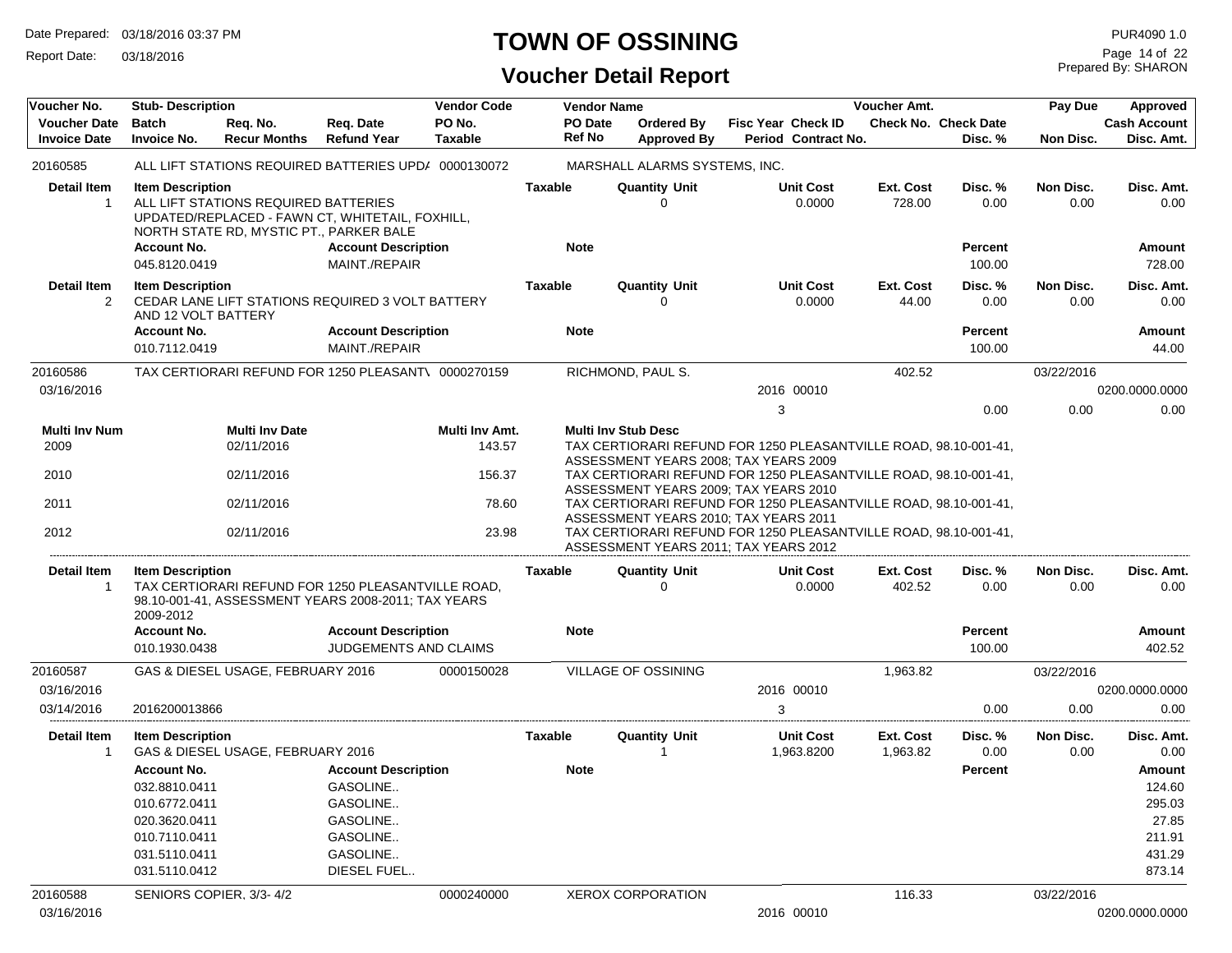# TOWN OF OSSINING

## Voucher Detail Report

Date Prepared: 03/18/2016 03:37 PM
Report Date: 03/18/2016
PUR4090 1.0
Prepared By: SHARON

| Voucher No. | Stub- Description | | | Vendor Code | Vendor Name | | | Voucher Amt. | | Pay Due | Approved |
|---|---|---|---|---|---|---|---|---|---|---|---|
| Voucher Date | Batch | Req. No. | Req. Date | PO No. | PO Date | Ordered By | Fisc Year Check ID | Check No. | Check Date | | Cash Account |
| Invoice Date | Invoice No. | Recur Months | Refund Year | Taxable | Ref No | Approved By | Period Contract No. | | Disc. % | Non Disc. | Disc. Amt. |

**20160585** — ALL LIFT STATIONS REQUIRED BATTERIES UPD/ — 0000130072 — MARSHALL ALARMS SYSTEMS, INC.

| Detail Item | Item Description | Taxable | Quantity Unit | Unit Cost | Ext. Cost | Disc. % | Non Disc. | Disc. Amt. |
|---|---|---|---|---|---|---|---|---|
| 1 | ALL LIFT STATIONS REQUIRED BATTERIES UPDATED/REPLACED - FAWN CT, WHITETAIL, FOXHILL, NORTH STATE RD, MYSTIC PT., PARKER BALE | | 0 | 0.0000 | 728.00 | 0.00 | 0.00 | 0.00 |

| Account No. | Account Description | Note | Percent | Amount |
|---|---|---|---|---|
| 045.8120.0419 | MAINT./REPAIR | | 100.00 | 728.00 |

| Detail Item | Item Description | Taxable | Quantity Unit | Unit Cost | Ext. Cost | Disc. % | Non Disc. | Disc. Amt. |
|---|---|---|---|---|---|---|---|---|
| 2 | CEDAR LANE LIFT STATIONS REQUIRED 3 VOLT BATTERY AND 12 VOLT BATTERY | | 0 | 0.0000 | 44.00 | 0.00 | 0.00 | 0.00 |

| Account No. | Account Description | Note | Percent | Amount |
|---|---|---|---|---|
| 010.7112.0419 | MAINT./REPAIR | | 100.00 | 44.00 |

**20160586** — TAX CERTIORARI REFUND FOR 1250 PLEASANTV — 0000270159 — RICHMOND, PAUL S. — Voucher Amt. 402.52 — Pay Due 03/22/2016

Voucher Date: 03/16/2016 — Fisc Year 2016, Check ID 00010 — Cash Account 0200.0000.0000
Period 3 — Disc. % 0.00 — Non Disc. 0.00 — Disc. Amt. 0.00

| Multi Inv Num | Multi Inv Date | Multi Inv Amt. | Multi Inv Stub Desc |
|---|---|---|---|
| 2009 | 02/11/2016 | 143.57 | TAX CERTIORARI REFUND FOR 1250 PLEASANTVILLE ROAD, 98.10-001-41, ASSESSMENT YEARS 2008; TAX YEARS 2009 |
| 2010 | 02/11/2016 | 156.37 | TAX CERTIORARI REFUND FOR 1250 PLEASANTVILLE ROAD, 98.10-001-41, ASSESSMENT YEARS 2009; TAX YEARS 2010 |
| 2011 | 02/11/2016 | 78.60 | TAX CERTIORARI REFUND FOR 1250 PLEASANTVILLE ROAD, 98.10-001-41, ASSESSMENT YEARS 2010; TAX YEARS 2011 |
| 2012 | 02/11/2016 | 23.98 | TAX CERTIORARI REFUND FOR 1250 PLEASANTVILLE ROAD, 98.10-001-41, ASSESSMENT YEARS 2011; TAX YEARS 2012 |

| Detail Item | Item Description | Taxable | Quantity Unit | Unit Cost | Ext. Cost | Disc. % | Non Disc. | Disc. Amt. |
|---|---|---|---|---|---|---|---|---|
| 1 | TAX CERTIORARI REFUND FOR 1250 PLEASANTVILLE ROAD, 98.10-001-41, ASSESSMENT YEARS 2008-2011; TAX YEARS 2009-2012 | | 0 | 0.0000 | 402.52 | 0.00 | 0.00 | 0.00 |

| Account No. | Account Description | Note | Percent | Amount |
|---|---|---|---|---|
| 010.1930.0438 | JUDGEMENTS AND CLAIMS | | 100.00 | 402.52 |

**20160587** — GAS & DIESEL USAGE, FEBRUARY 2016 — 0000150028 — VILLAGE OF OSSINING — Voucher Amt. 1,963.82 — Pay Due 03/22/2016

Voucher Date: 03/16/2016 — Fisc Year 2016, Check ID 00010 — Cash Account 0200.0000.0000
Invoice Date: 03/14/2016 — Invoice No. 2016200013866 — Period 3 — Disc. % 0.00 — Non Disc. 0.00 — Disc. Amt. 0.00

| Detail Item | Item Description | Taxable | Quantity Unit | Unit Cost | Ext. Cost | Disc. % | Non Disc. | Disc. Amt. |
|---|---|---|---|---|---|---|---|---|
| 1 | GAS & DIESEL USAGE, FEBRUARY 2016 | | 1 | 1,963.8200 | 1,963.82 | 0.00 | 0.00 | 0.00 |

| Account No. | Account Description | Note | Percent | Amount |
|---|---|---|---|---|
| 032.8810.0411 | GASOLINE.. | | | 124.60 |
| 010.6772.0411 | GASOLINE.. | | | 295.03 |
| 020.3620.0411 | GASOLINE.. | | | 27.85 |
| 010.7110.0411 | GASOLINE.. | | | 211.91 |
| 031.5110.0411 | GASOLINE.. | | | 431.29 |
| 031.5110.0412 | DIESEL FUEL.. | | | 873.14 |

**20160588** — SENIORS COPIER, 3/3- 4/2 — 0000240000 — XEROX CORPORATION — Voucher Amt. 116.33 — Pay Due 03/22/2016

Voucher Date: 03/16/2016 — Fisc Year 2016, Check ID 00010 — Cash Account 0200.0000.0000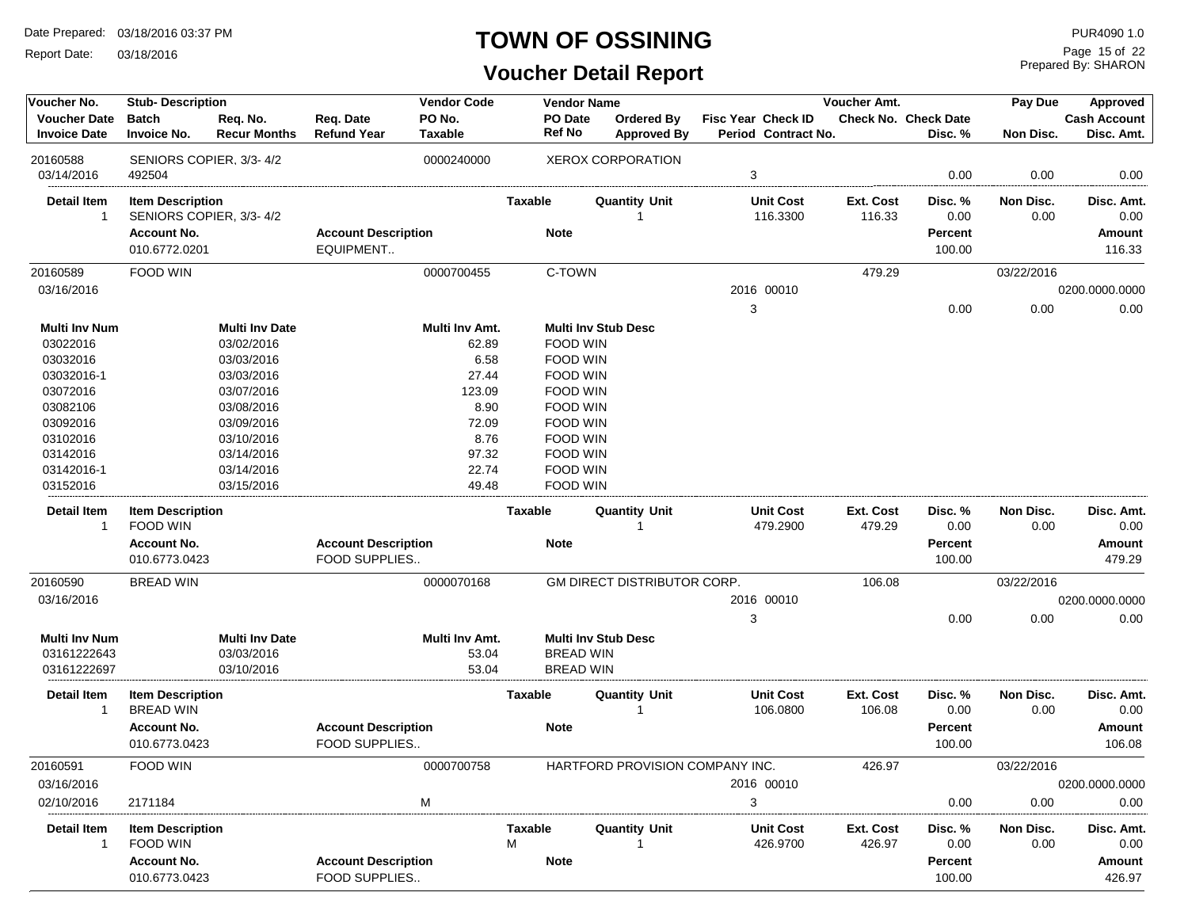# TOWN OF OSSINING

## Voucher Detail Report

Date Prepared: 03/18/2016 03:37 PM
Report Date: 03/18/2016

PUR4090 1.0
Prepared By: SHARON

| Voucher No. | Stub- Description | | | Vendor Code | Vendor Name | | | | Voucher Amt. | | Pay Due | Approved |
|---|---|---|---|---|---|---|---|---|---|---|---|---|
| Voucher Date | Batch | Req. No. | Req. Date | PO No. | PO Date | Ordered By | Fisc Year Check ID | | Check No. | Check Date | | Cash Account |
| Invoice Date | Invoice No. | Recur Months | Refund Year | Taxable | Ref No | Approved By | Period Contract No. | | | Disc. % | Non Disc. | Disc. Amt. |

### Voucher 20160588

| Voucher No. | Stub- Description | Vendor Code | Vendor Name | Voucher Amt. | Pay Due | Approved |
|---|---|---|---|---|---|---|
| 20160588 | SENIORS COPIER, 3/3- 4/2 | 0000240000 | XEROX CORPORATION | | | |
| 03/14/2016 | 492504 | | Period: 3 | | Disc. %: 0.00 / Non Disc.: 0.00 | Disc. Amt.: 0.00 |

| Detail Item | Item Description | Taxable | Quantity | Unit | Unit Cost | Ext. Cost | Disc. % | Non Disc. | Disc. Amt. |
|---|---|---|---|---|---|---|---|---|---|
| 1 | SENIORS COPIER, 3/3- 4/2 | | 1 | | 116.3300 | 116.33 | 0.00 | 0.00 | 0.00 |

| Account No. | Account Description | Note | Percent | Amount |
|---|---|---|---|---|
| 010.6772.0201 | EQUIPMENT.. | | 100.00 | 116.33 |

### Voucher 20160589

| Voucher No. | Stub- Description | Vendor Code | Vendor Name | Voucher Amt. | Pay Due | Approved |
|---|---|---|---|---|---|---|
| 20160589 | FOOD WIN | 0000700455 | C-TOWN | 479.29 | 03/22/2016 | |
| 03/16/2016 | | | Fisc Year / Check ID: 2016 00010 | | | 0200.0000.0000 |
| | | | Period: 3 | | Disc. %: 0.00 / Non Disc.: 0.00 | Disc. Amt.: 0.00 |

| Multi Inv Num | Multi Inv Date | Multi Inv Amt. | Multi Inv Stub Desc |
|---|---|---|---|
| 03022016 | 03/02/2016 | 62.89 | FOOD WIN |
| 03032016 | 03/03/2016 | 6.58 | FOOD WIN |
| 03032016-1 | 03/03/2016 | 27.44 | FOOD WIN |
| 03072016 | 03/07/2016 | 123.09 | FOOD WIN |
| 03082106 | 03/08/2016 | 8.90 | FOOD WIN |
| 03092016 | 03/09/2016 | 72.09 | FOOD WIN |
| 03102016 | 03/10/2016 | 8.76 | FOOD WIN |
| 03142016 | 03/14/2016 | 97.32 | FOOD WIN |
| 03142016-1 | 03/14/2016 | 22.74 | FOOD WIN |
| 03152016 | 03/15/2016 | 49.48 | FOOD WIN |

| Detail Item | Item Description | Taxable | Quantity | Unit | Unit Cost | Ext. Cost | Disc. % | Non Disc. | Disc. Amt. |
|---|---|---|---|---|---|---|---|---|---|
| 1 | FOOD WIN | | 1 | | 479.2900 | 479.29 | 0.00 | 0.00 | 0.00 |

| Account No. | Account Description | Note | Percent | Amount |
|---|---|---|---|---|
| 010.6773.0423 | FOOD SUPPLIES.. | | 100.00 | 479.29 |

### Voucher 20160590

| Voucher No. | Stub- Description | Vendor Code | Vendor Name | Voucher Amt. | Pay Due | Approved |
|---|---|---|---|---|---|---|
| 20160590 | BREAD WIN | 0000070168 | GM DIRECT DISTRIBUTOR CORP. | 106.08 | 03/22/2016 | |
| 03/16/2016 | | | Fisc Year / Check ID: 2016 00010 | | | 0200.0000.0000 |
| | | | Period: 3 | | Disc. %: 0.00 / Non Disc.: 0.00 | Disc. Amt.: 0.00 |

| Multi Inv Num | Multi Inv Date | Multi Inv Amt. | Multi Inv Stub Desc |
|---|---|---|---|
| 03161222643 | 03/03/2016 | 53.04 | BREAD WIN |
| 03161222697 | 03/10/2016 | 53.04 | BREAD WIN |

| Detail Item | Item Description | Taxable | Quantity | Unit | Unit Cost | Ext. Cost | Disc. % | Non Disc. | Disc. Amt. |
|---|---|---|---|---|---|---|---|---|---|
| 1 | BREAD WIN | | 1 | | 106.0800 | 106.08 | 0.00 | 0.00 | 0.00 |

| Account No. | Account Description | Note | Percent | Amount |
|---|---|---|---|---|
| 010.6773.0423 | FOOD SUPPLIES.. | | 100.00 | 106.08 |

### Voucher 20160591

| Voucher No. | Stub- Description | Vendor Code | Vendor Name | Voucher Amt. | Pay Due | Approved |
|---|---|---|---|---|---|---|
| 20160591 | FOOD WIN | 0000700758 | HARTFORD PROVISION COMPANY INC. | 426.97 | 03/22/2016 | |
| 03/16/2016 | | | Fisc Year / Check ID: 2016 00010 | | | 0200.0000.0000 |
| 02/10/2016 | 2171184 | Taxable: M | Period: 3 | | Disc. %: 0.00 / Non Disc.: 0.00 | Disc. Amt.: 0.00 |

| Detail Item | Item Description | Taxable | Quantity | Unit | Unit Cost | Ext. Cost | Disc. % | Non Disc. | Disc. Amt. |
|---|---|---|---|---|---|---|---|---|---|
| 1 | FOOD WIN | M | 1 | | 426.9700 | 426.97 | 0.00 | 0.00 | 0.00 |

| Account No. | Account Description | Note | Percent | Amount |
|---|---|---|---|---|
| 010.6773.0423 | FOOD SUPPLIES.. | | 100.00 | 426.97 |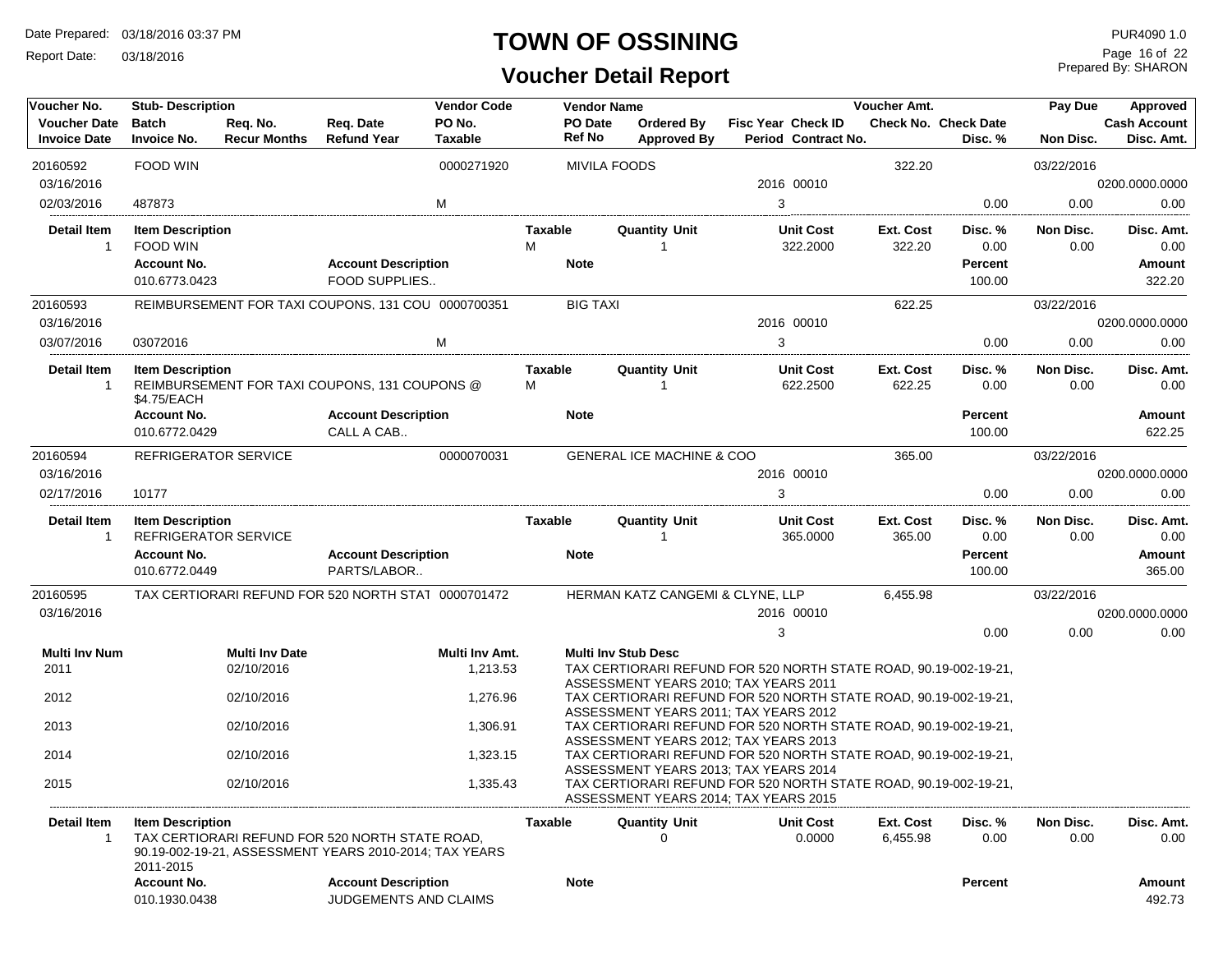# TOWN OF OSSINING

## Voucher Detail Report

Date Prepared: 03/18/2016 03:37 PM
Report Date: 03/18/2016

PUR4090 1.0
Prepared By: SHARON

| Voucher No. | Stub- Description | | | Vendor Code | Vendor Name | | | | Voucher Amt. | | Pay Due | Approved |
|---|---|---|---|---|---|---|---|---|---|---|---|---|
| Voucher Date | Batch | Req. No. | Req. Date | PO No. | PO Date | Ordered By | Fisc Year Check ID | | Check No. | Check Date | | Cash Account |
| Invoice Date | Invoice No. | Recur Months | Refund Year | Taxable | Ref No | Approved By | Period Contract No. | | | Disc. % | Non Disc. | Disc. Amt. |

### Voucher 20160592

| Voucher No. | Stub- Description | Vendor Code | Vendor Name | Fisc Year / Check ID | Period | Voucher Amt. | Disc. % | Pay Due / Non Disc. | Approved / Cash Account / Disc. Amt. |
|---|---|---|---|---|---|---|---|---|---|
| 20160592 | FOOD WIN | 0000271920 | MIVILA FOODS | | | 322.20 | | 03/22/2016 | |
| 03/16/2016 | | | | 2016 00010 | | | | | 0200.0000.0000 |
| 02/03/2016 | 487873 | M | | | 3 | | 0.00 | 0.00 | 0.00 |

| Detail Item | Item Description | Taxable | Quantity Unit | Unit Cost | Ext. Cost | Disc. % | Non Disc. | Disc. Amt. |
|---|---|---|---|---|---|---|---|---|
| 1 | FOOD WIN | M | 1 | 322.2000 | 322.20 | 0.00 | 0.00 | 0.00 |

| Account No. | Account Description | Note | Percent | Amount |
|---|---|---|---|---|
| 010.6773.0423 | FOOD SUPPLIES.. | | 100.00 | 322.20 |

### Voucher 20160593

| Voucher No. | Stub- Description | Vendor Code | Vendor Name | Fisc Year / Check ID | Period | Voucher Amt. | Disc. % | Pay Due / Non Disc. | Approved / Cash Account / Disc. Amt. |
|---|---|---|---|---|---|---|---|---|---|
| 20160593 | REIMBURSEMENT FOR TAXI COUPONS, 131 COU | 0000700351 | BIG TAXI | | | 622.25 | | 03/22/2016 | |
| 03/16/2016 | | | | 2016 00010 | | | | | 0200.0000.0000 |
| 03/07/2016 | 03072016 | M | | | 3 | | 0.00 | 0.00 | 0.00 |

| Detail Item | Item Description | Taxable | Quantity Unit | Unit Cost | Ext. Cost | Disc. % | Non Disc. | Disc. Amt. |
|---|---|---|---|---|---|---|---|---|
| 1 | REIMBURSEMENT FOR TAXI COUPONS, 131 COUPONS @ $4.75/EACH | M | 1 | 622.2500 | 622.25 | 0.00 | 0.00 | 0.00 |

| Account No. | Account Description | Note | Percent | Amount |
|---|---|---|---|---|
| 010.6772.0429 | CALL A CAB.. | | 100.00 | 622.25 |

### Voucher 20160594

| Voucher No. | Stub- Description | Vendor Code | Vendor Name | Fisc Year / Check ID | Period | Voucher Amt. | Disc. % | Pay Due / Non Disc. | Approved / Cash Account / Disc. Amt. |
|---|---|---|---|---|---|---|---|---|---|
| 20160594 | REFRIGERATOR SERVICE | 0000070031 | GENERAL ICE MACHINE & COO | | | 365.00 | | 03/22/2016 | |
| 03/16/2016 | | | | 2016 00010 | | | | | 0200.0000.0000 |
| 02/17/2016 | 10177 | | | | 3 | | 0.00 | 0.00 | 0.00 |

| Detail Item | Item Description | Taxable | Quantity Unit | Unit Cost | Ext. Cost | Disc. % | Non Disc. | Disc. Amt. |
|---|---|---|---|---|---|---|---|---|
| 1 | REFRIGERATOR SERVICE | | 1 | 365.0000 | 365.00 | 0.00 | 0.00 | 0.00 |

| Account No. | Account Description | Note | Percent | Amount |
|---|---|---|---|---|
| 010.6772.0449 | PARTS/LABOR.. | | 100.00 | 365.00 |

### Voucher 20160595

| Voucher No. | Stub- Description | Vendor Code | Vendor Name | Fisc Year / Check ID | Period | Voucher Amt. | Disc. % | Pay Due / Non Disc. | Approved / Cash Account / Disc. Amt. |
|---|---|---|---|---|---|---|---|---|---|
| 20160595 | TAX CERTIORARI REFUND FOR 520 NORTH STAT | 0000701472 | HERMAN KATZ CANGEMI & CLYNE, LLP | | | 6,455.98 | | 03/22/2016 | |
| 03/16/2016 | | | | 2016 00010 | | | | | 0200.0000.0000 |
| | | | | | 3 | | 0.00 | 0.00 | 0.00 |

| Multi Inv Num | Multi Inv Date | Multi Inv Amt. | Multi Inv Stub Desc |
|---|---|---|---|
| 2011 | 02/10/2016 | 1,213.53 | TAX CERTIORARI REFUND FOR 520 NORTH STATE ROAD, 90.19-002-19-21, ASSESSMENT YEARS 2010; TAX YEARS 2011 |
| 2012 | 02/10/2016 | 1,276.96 | TAX CERTIORARI REFUND FOR 520 NORTH STATE ROAD, 90.19-002-19-21, ASSESSMENT YEARS 2011; TAX YEARS 2012 |
| 2013 | 02/10/2016 | 1,306.91 | TAX CERTIORARI REFUND FOR 520 NORTH STATE ROAD, 90.19-002-19-21, ASSESSMENT YEARS 2012; TAX YEARS 2013 |
| 2014 | 02/10/2016 | 1,323.15 | TAX CERTIORARI REFUND FOR 520 NORTH STATE ROAD, 90.19-002-19-21, ASSESSMENT YEARS 2013; TAX YEARS 2014 |
| 2015 | 02/10/2016 | 1,335.43 | TAX CERTIORARI REFUND FOR 520 NORTH STATE ROAD, 90.19-002-19-21, ASSESSMENT YEARS 2014; TAX YEARS 2015 |

| Detail Item | Item Description | Taxable | Quantity Unit | Unit Cost | Ext. Cost | Disc. % | Non Disc. | Disc. Amt. |
|---|---|---|---|---|---|---|---|---|
| 1 | TAX CERTIORARI REFUND FOR 520 NORTH STATE ROAD, 90.19-002-19-21, ASSESSMENT YEARS 2010-2014; TAX YEARS 2011-2015 | | 0 | 0.0000 | 6,455.98 | 0.00 | 0.00 | 0.00 |

| Account No. | Account Description | Note | Percent | Amount |
|---|---|---|---|---|
| 010.1930.0438 | JUDGEMENTS AND CLAIMS | | | 492.73 |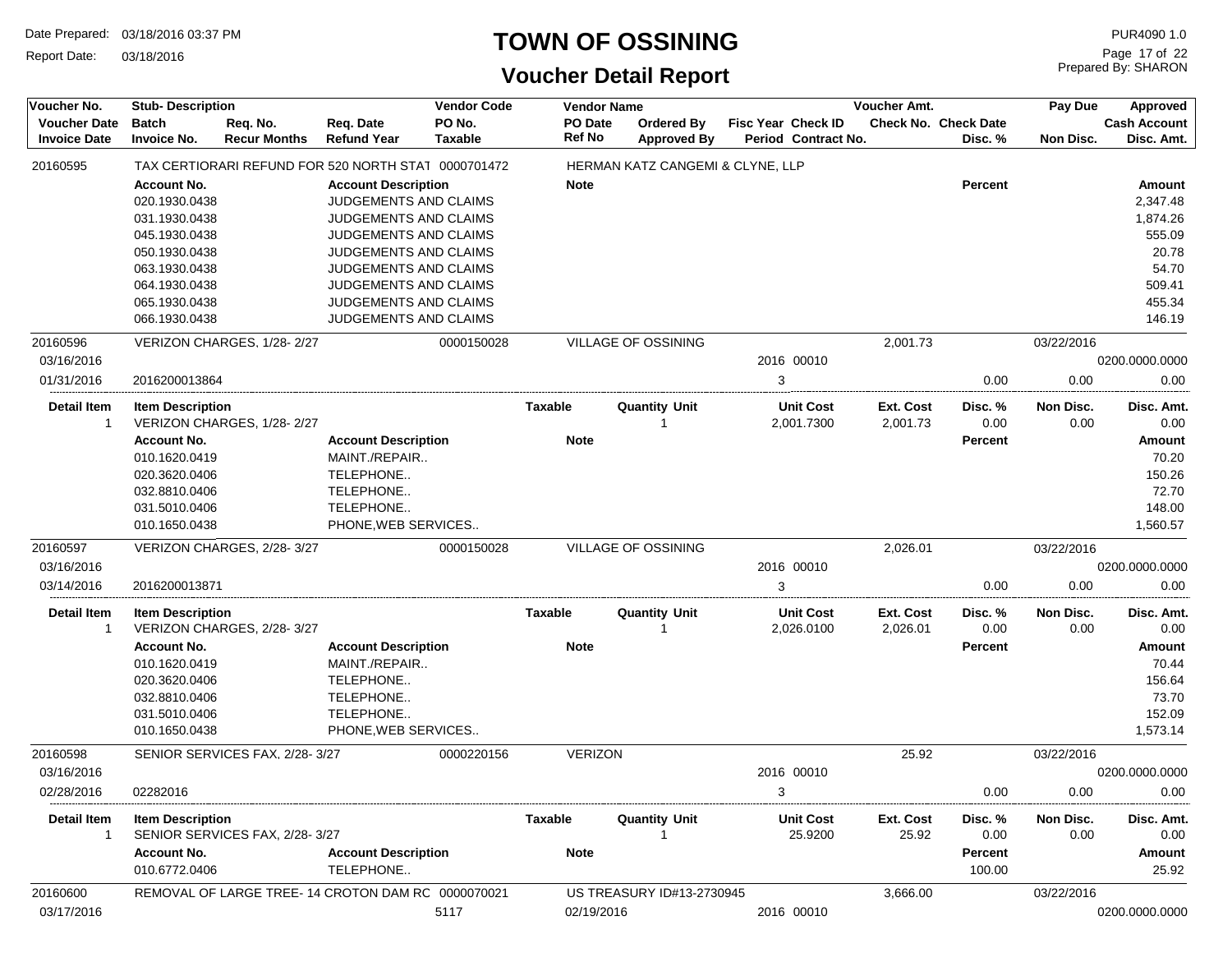# TOWN OF OSSINING

## Voucher Detail Report

Date Prepared: 03/18/2016 03:37 PM
Report Date: 03/18/2016

PUR4090 1.0
Prepared By: SHARON

| Voucher No. / Voucher Date / Invoice Date | Stub- Description / Batch / Invoice No. | Req. No. / Recur Months | Req. Date / Refund Year | Vendor Code / PO No. / Taxable | Vendor Name / PO Date / Ref No | Ordered By / Approved By | Fisc Year / Period | Check ID / Contract No. | Voucher Amt. / Check No. | Check Date / Disc. % | Pay Due / Non Disc. | Approved / Cash Account / Disc. Amt. |
|---|---|---|---|---|---|---|---|---|---|---|---|---|
| 20160595 | TAX CERTIORARI REFUND FOR 520 NORTH STAT | | | 0000701472 | HERMAN KATZ CANGEMI & CLYNE, LLP | | | | | | | |

| Account No. | Account Description | Note | Percent | Amount |
|---|---|---|---|---|
| 020.1930.0438 | JUDGEMENTS AND CLAIMS | | | 2,347.48 |
| 031.1930.0438 | JUDGEMENTS AND CLAIMS | | | 1,874.26 |
| 045.1930.0438 | JUDGEMENTS AND CLAIMS | | | 555.09 |
| 050.1930.0438 | JUDGEMENTS AND CLAIMS | | | 20.78 |
| 063.1930.0438 | JUDGEMENTS AND CLAIMS | | | 54.70 |
| 064.1930.0438 | JUDGEMENTS AND CLAIMS | | | 509.41 |
| 065.1930.0438 | JUDGEMENTS AND CLAIMS | | | 455.34 |
| 066.1930.0438 | JUDGEMENTS AND CLAIMS | | | 146.19 |

| Voucher No. | Stub- Description | Vendor Code | Vendor Name | Fisc Year | Check ID | Voucher Amt. | Disc. % | Pay Due / Non Disc. | Cash Account / Disc. Amt. |
|---|---|---|---|---|---|---|---|---|---|
| 20160596 | VERIZON CHARGES, 1/28- 2/27 | 0000150028 | VILLAGE OF OSSINING | | | 2,001.73 | | 03/22/2016 | |
| 03/16/2016 | | | | 2016 | 00010 | | | | 0200.0000.0000 |
| 01/31/2016 | 2016200013864 | | | 3 | | | 0.00 | 0.00 | 0.00 |

| Detail Item | Item Description | Taxable | Quantity | Unit | Unit Cost | Ext. Cost | Disc. % | Non Disc. | Disc. Amt. |
|---|---|---|---|---|---|---|---|---|---|
| 1 | VERIZON CHARGES, 1/28- 2/27 | | 1 | | 2,001.7300 | 2,001.73 | 0.00 | 0.00 | 0.00 |

| Account No. | Account Description | Note | Percent | Amount |
|---|---|---|---|---|
| 010.1620.0419 | MAINT./REPAIR.. | | | 70.20 |
| 020.3620.0406 | TELEPHONE.. | | | 150.26 |
| 032.8810.0406 | TELEPHONE.. | | | 72.70 |
| 031.5010.0406 | TELEPHONE.. | | | 148.00 |
| 010.1650.0438 | PHONE,WEB SERVICES.. | | | 1,560.57 |

| Voucher No. | Stub- Description | Vendor Code | Vendor Name | Fisc Year | Check ID | Voucher Amt. | Disc. % | Pay Due / Non Disc. | Cash Account / Disc. Amt. |
|---|---|---|---|---|---|---|---|---|---|
| 20160597 | VERIZON CHARGES, 2/28- 3/27 | 0000150028 | VILLAGE OF OSSINING | | | 2,026.01 | | 03/22/2016 | |
| 03/16/2016 | | | | 2016 | 00010 | | | | 0200.0000.0000 |
| 03/14/2016 | 2016200013871 | | | 3 | | | 0.00 | 0.00 | 0.00 |

| Detail Item | Item Description | Taxable | Quantity | Unit | Unit Cost | Ext. Cost | Disc. % | Non Disc. | Disc. Amt. |
|---|---|---|---|---|---|---|---|---|---|
| 1 | VERIZON CHARGES, 2/28- 3/27 | | 1 | | 2,026.0100 | 2,026.01 | 0.00 | 0.00 | 0.00 |

| Account No. | Account Description | Note | Percent | Amount |
|---|---|---|---|---|
| 010.1620.0419 | MAINT./REPAIR.. | | | 70.44 |
| 020.3620.0406 | TELEPHONE.. | | | 156.64 |
| 032.8810.0406 | TELEPHONE.. | | | 73.70 |
| 031.5010.0406 | TELEPHONE.. | | | 152.09 |
| 010.1650.0438 | PHONE,WEB SERVICES.. | | | 1,573.14 |

| Voucher No. | Stub- Description | Vendor Code | Vendor Name | Fisc Year | Check ID | Voucher Amt. | Disc. % | Pay Due / Non Disc. | Cash Account / Disc. Amt. |
|---|---|---|---|---|---|---|---|---|---|
| 20160598 | SENIOR SERVICES FAX, 2/28- 3/27 | 0000220156 | VERIZON | | | 25.92 | | 03/22/2016 | |
| 03/16/2016 | | | | 2016 | 00010 | | | | 0200.0000.0000 |
| 02/28/2016 | 02282016 | | | 3 | | | 0.00 | 0.00 | 0.00 |

| Detail Item | Item Description | Taxable | Quantity | Unit | Unit Cost | Ext. Cost | Disc. % | Non Disc. | Disc. Amt. |
|---|---|---|---|---|---|---|---|---|---|
| 1 | SENIOR SERVICES FAX, 2/28- 3/27 | | 1 | | 25.9200 | 25.92 | 0.00 | 0.00 | 0.00 |

| Account No. | Account Description | Note | Percent | Amount |
|---|---|---|---|---|
| 010.6772.0406 | TELEPHONE.. | | 100.00 | 25.92 |

| Voucher No. | Stub- Description | Vendor Code / PO No. | Vendor Name / PO Date | Fisc Year | Check ID | Voucher Amt. | Pay Due | Cash Account |
|---|---|---|---|---|---|---|---|---|
| 20160600 | REMOVAL OF LARGE TREE- 14 CROTON DAM RC | 0000070021 | US TREASURY ID#13-2730945 | | | 3,666.00 | 03/22/2016 | |
| 03/17/2016 | | 5117 | 02/19/2016 | 2016 | 00010 | | | 0200.0000.0000 |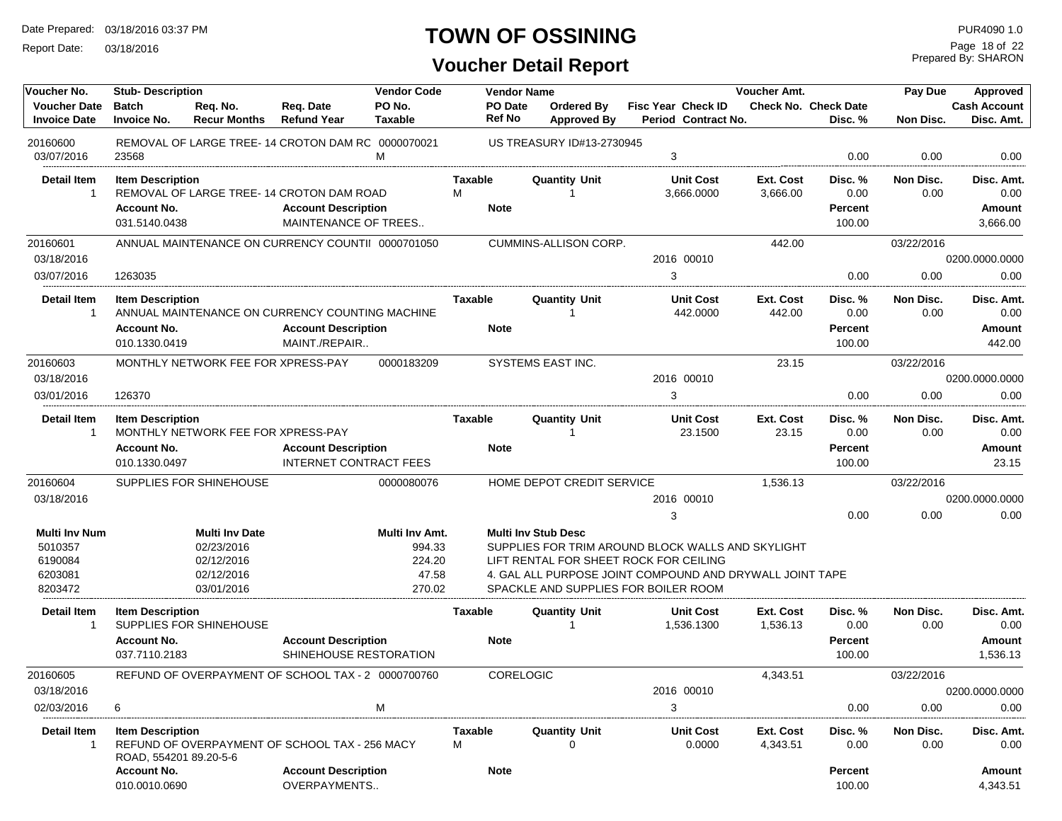# TOWN OF OSSINING

## Voucher Detail Report

Date Prepared: 03/18/2016 03:37 PM
Report Date: 03/18/2016

PUR4090 1.0
Prepared By: SHARON

| Voucher No. / Voucher Date / Invoice Date | Stub-Description / Batch / Invoice No. | Req. No. / Recur Months | Req. Date / Refund Year | Vendor Code / PO No. / Taxable | Vendor Name / PO Date / Ref No | Ordered By / Approved By | Fisc Year / Period | Check ID / Contract No. | Voucher Amt. / Check No. | Check Date / Disc. % | Pay Due / Non Disc. | Approved / Cash Account / Disc. Amt. |
|---|---|---|---|---|---|---|---|---|---|---|---|---|
| 20160600 | REMOVAL OF LARGE TREE- 14 CROTON DAM RC | | | 0000070021 | US TREASURY ID#13-2730945 | | | | | | | |
| 03/07/2016 | 23568 | | | M | | | 3 | | | 0.00 | 0.00 | 0.00 |

| Detail Item | Item Description | Taxable | Quantity Unit | Unit Cost | Ext. Cost | Disc. % | Non Disc. | Disc. Amt. |
|---|---|---|---|---|---|---|---|---|
| 1 | REMOVAL OF LARGE TREE- 14 CROTON DAM ROAD | M | 1 | 3,666.0000 | 3,666.00 | 0.00 | 0.00 | 0.00 |

| Account No. | Account Description | Note | Percent | Amount |
|---|---|---|---|---|
| 031.5140.0438 | MAINTENANCE OF TREES.. | | 100.00 | 3,666.00 |

| Voucher No. / Voucher Date / Invoice Date | Stub-Description / Batch / Invoice No. | Vendor Code / PO No. / Taxable | Vendor Name | Fisc Year / Period | Check ID | Voucher Amt. | Disc. % | Pay Due / Non Disc. | Approved / Cash Account / Disc. Amt. |
|---|---|---|---|---|---|---|---|---|---|
| 20160601 | ANNUAL MAINTENANCE ON CURRENCY COUNTII | 0000701050 | CUMMINS-ALLISON CORP. | | | 442.00 | | 03/22/2016 | |
| 03/18/2016 | | | | 2016 | 00010 | | | | 0200.0000.0000 |
| 03/07/2016 | 1263035 | | | 3 | | | 0.00 | 0.00 | 0.00 |

| Detail Item | Item Description | Taxable | Quantity Unit | Unit Cost | Ext. Cost | Disc. % | Non Disc. | Disc. Amt. |
|---|---|---|---|---|---|---|---|---|
| 1 | ANNUAL MAINTENANCE ON CURRENCY COUNTING MACHINE | | 1 | 442.0000 | 442.00 | 0.00 | 0.00 | 0.00 |

| Account No. | Account Description | Note | Percent | Amount |
|---|---|---|---|---|
| 010.1330.0419 | MAINT./REPAIR.. | | 100.00 | 442.00 |

| Voucher No. / Voucher Date / Invoice Date | Stub-Description / Batch / Invoice No. | Vendor Code / PO No. / Taxable | Vendor Name | Fisc Year / Period | Check ID | Voucher Amt. | Disc. % | Pay Due / Non Disc. | Approved / Cash Account / Disc. Amt. |
|---|---|---|---|---|---|---|---|---|---|
| 20160603 | MONTHLY NETWORK FEE FOR XPRESS-PAY | 0000183209 | SYSTEMS EAST INC. | | | 23.15 | | 03/22/2016 | |
| 03/18/2016 | | | | 2016 | 00010 | | | | 0200.0000.0000 |
| 03/01/2016 | 126370 | | | 3 | | | 0.00 | 0.00 | 0.00 |

| Detail Item | Item Description | Taxable | Quantity Unit | Unit Cost | Ext. Cost | Disc. % | Non Disc. | Disc. Amt. |
|---|---|---|---|---|---|---|---|---|
| 1 | MONTHLY NETWORK FEE FOR XPRESS-PAY | | 1 | 23.1500 | 23.15 | 0.00 | 0.00 | 0.00 |

| Account No. | Account Description | Note | Percent | Amount |
|---|---|---|---|---|
| 010.1330.0497 | INTERNET CONTRACT FEES | | 100.00 | 23.15 |

| Voucher No. / Voucher Date / Invoice Date | Stub-Description / Batch / Invoice No. | Vendor Code / PO No. / Taxable | Vendor Name | Fisc Year / Period | Check ID | Voucher Amt. | Disc. % | Pay Due / Non Disc. | Approved / Cash Account / Disc. Amt. |
|---|---|---|---|---|---|---|---|---|---|
| 20160604 | SUPPLIES FOR SHINEHOUSE | 0000080076 | HOME DEPOT CREDIT SERVICE | | | 1,536.13 | | 03/22/2016 | |
| 03/18/2016 | | | | 2016 | 00010 | | | | 0200.0000.0000 |
| | | | | 3 | | | 0.00 | 0.00 | 0.00 |

| Multi Inv Num | Multi Inv Date | Multi Inv Amt. | Multi Inv Stub Desc |
|---|---|---|---|
| 5010357 | 02/23/2016 | 994.33 | SUPPLIES FOR TRIM AROUND BLOCK WALLS AND SKYLIGHT |
| 6190084 | 02/12/2016 | 224.20 | LIFT RENTAL FOR SHEET ROCK FOR CEILING |
| 6203081 | 02/12/2016 | 47.58 | 4. GAL ALL PURPOSE JOINT COMPOUND AND DRYWALL JOINT TAPE |
| 8203472 | 03/01/2016 | 270.02 | SPACKLE AND SUPPLIES FOR BOILER ROOM |

| Detail Item | Item Description | Taxable | Quantity Unit | Unit Cost | Ext. Cost | Disc. % | Non Disc. | Disc. Amt. |
|---|---|---|---|---|---|---|---|---|
| 1 | SUPPLIES FOR SHINEHOUSE | | 1 | 1,536.1300 | 1,536.13 | 0.00 | 0.00 | 0.00 |

| Account No. | Account Description | Note | Percent | Amount |
|---|---|---|---|---|
| 037.7110.2183 | SHINEHOUSE RESTORATION | | 100.00 | 1,536.13 |

| Voucher No. / Voucher Date / Invoice Date | Stub-Description / Batch / Invoice No. | Vendor Code / PO No. / Taxable | Vendor Name | Fisc Year / Period | Check ID | Voucher Amt. | Disc. % | Pay Due / Non Disc. | Approved / Cash Account / Disc. Amt. |
|---|---|---|---|---|---|---|---|---|---|
| 20160605 | REFUND OF OVERPAYMENT OF SCHOOL TAX - 2 | 0000700760 | CORELOGIC | | | 4,343.51 | | 03/22/2016 | |
| 03/18/2016 | | | | 2016 | 00010 | | | | 0200.0000.0000 |
| 02/03/2016 | 6 | M | | 3 | | | 0.00 | 0.00 | 0.00 |

| Detail Item | Item Description | Taxable | Quantity Unit | Unit Cost | Ext. Cost | Disc. % | Non Disc. | Disc. Amt. |
|---|---|---|---|---|---|---|---|---|
| 1 | REFUND OF OVERPAYMENT OF SCHOOL TAX - 256 MACY ROAD, 554201 89.20-5-6 | M | 0 | 0.0000 | 4,343.51 | 0.00 | 0.00 | 0.00 |

| Account No. | Account Description | Note | Percent | Amount |
|---|---|---|---|---|
| 010.0010.0690 | OVERPAYMENTS.. | | 100.00 | 4,343.51 |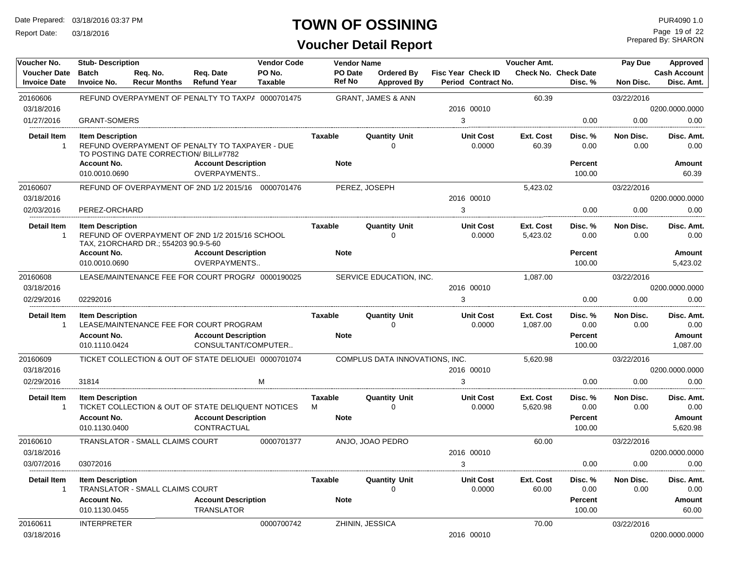# TOWN OF OSSINING

## Voucher Detail Report

Date Prepared: 03/18/2016 03:37 PM
Report Date: 03/18/2016

PUR4090 1.0
Prepared By: SHARON

| Voucher No. | Stub- Description | | | Vendor Code | Vendor Name | | | | Voucher Amt. | | Pay Due | Approved |
|---|---|---|---|---|---|---|---|---|---|---|---|---|
| Voucher Date | Batch | Req. No. | Req. Date | PO No. | PO Date | Ordered By | Fisc Year | Check ID | Check No. | Check Date | | Cash Account |
| Invoice Date | Invoice No. | Recur Months | Refund Year | Taxable | Ref No | Approved By | Period | Contract No. | | Disc. % | Non Disc. | Disc. Amt. |
| 20160606 | REFUND OVERPAYMENT OF PENALTY TO TAXPA | | | 0000701475 | GRANT, JAMES & ANN | | | | 60.39 | | 03/22/2016 | |
| 03/18/2016 | | | | | | | 2016 | 00010 | | | | 0200.0000.0000 |
| 01/27/2016 | GRANT-SOMERS | | | | | | 3 | | | 0.00 | 0.00 | 0.00 |

| Detail Item | Item Description | Taxable | Quantity Unit | Unit Cost | Ext. Cost | Disc. % | Non Disc. | Disc. Amt. |
|---|---|---|---|---|---|---|---|---|
| 1 | REFUND OVERPAYMENT OF PENALTY TO TAXPAYER - DUE TO POSTING DATE CORRECTION/ BILL#7782 | | 0 | 0.0000 | 60.39 | 0.00 | 0.00 | 0.00 |

| Account No. | Account Description | Note | Percent | Amount |
|---|---|---|---|---|
| 010.0010.0690 | OVERPAYMENTS.. | | 100.00 | 60.39 |

| Voucher No. | Stub- Description | Vendor Code | Vendor Name | Fisc Year | Check ID | Voucher Amt. | Disc. % | Pay Due / Non Disc. | Approved / Disc. Amt. |
|---|---|---|---|---|---|---|---|---|---|
| 20160607 | REFUND OF OVERPAYMENT OF 2ND 1/2 2015/16 | 0000701476 | PEREZ, JOSEPH | | | 5,423.02 | | 03/22/2016 | |
| 03/18/2016 | | | | 2016 | 00010 | | | | 0200.0000.0000 |
| 02/03/2016 | PEREZ-ORCHARD | | | 3 | | | 0.00 | 0.00 | 0.00 |

| Detail Item | Item Description | Taxable | Quantity Unit | Unit Cost | Ext. Cost | Disc. % | Non Disc. | Disc. Amt. |
|---|---|---|---|---|---|---|---|---|
| 1 | REFUND OF OVERPAYMENT OF 2ND 1/2 2015/16 SCHOOL TAX, 21ORCHARD DR.; 554203 90.9-5-60 | | 0 | 0.0000 | 5,423.02 | 0.00 | 0.00 | 0.00 |

| Account No. | Account Description | Note | Percent | Amount |
|---|---|---|---|---|
| 010.0010.0690 | OVERPAYMENTS.. | | 100.00 | 5,423.02 |

| Voucher No. | Stub- Description | Taxable | Vendor Code | Vendor Name | Fisc Year | Check ID | Voucher Amt. | Disc. % | Pay Due / Non Disc. | Approved / Disc. Amt. |
|---|---|---|---|---|---|---|---|---|---|---|
| 20160608 | LEASE/MAINTENANCE FEE FOR COURT PROGRA | | 0000190025 | SERVICE EDUCATION, INC. | | | 1,087.00 | | 03/22/2016 | |
| 03/18/2016 | | | | | 2016 | 00010 | | | | 0200.0000.0000 |
| 02/29/2016 | 02292016 | | | | 3 | | | 0.00 | 0.00 | 0.00 |

| Detail Item | Item Description | Taxable | Quantity Unit | Unit Cost | Ext. Cost | Disc. % | Non Disc. | Disc. Amt. |
|---|---|---|---|---|---|---|---|---|
| 1 | LEASE/MAINTENANCE FEE FOR COURT PROGRAM | | 0 | 0.0000 | 1,087.00 | 0.00 | 0.00 | 0.00 |

| Account No. | Account Description | Note | Percent | Amount |
|---|---|---|---|---|
| 010.1110.0424 | CONSULTANT/COMPUTER.. | | 100.00 | 1,087.00 |

| Voucher No. | Stub- Description | Taxable | Vendor Code | Vendor Name | Fisc Year | Check ID | Voucher Amt. | Disc. % | Pay Due / Non Disc. | Approved / Disc. Amt. |
|---|---|---|---|---|---|---|---|---|---|---|
| 20160609 | TICKET COLLECTION & OUT OF STATE DELIQUEI | | 0000701074 | COMPLUS DATA INNOVATIONS, INC. | | | 5,620.98 | | 03/22/2016 | |
| 03/18/2016 | | | | | 2016 | 00010 | | | | 0200.0000.0000 |
| 02/29/2016 | 31814 | M | | | 3 | | | 0.00 | 0.00 | 0.00 |

| Detail Item | Item Description | Taxable | Quantity Unit | Unit Cost | Ext. Cost | Disc. % | Non Disc. | Disc. Amt. |
|---|---|---|---|---|---|---|---|---|
| 1 | TICKET COLLECTION & OUT OF STATE DELIQUENT NOTICES | M | 0 | 0.0000 | 5,620.98 | 0.00 | 0.00 | 0.00 |

| Account No. | Account Description | Note | Percent | Amount |
|---|---|---|---|---|
| 010.1130.0400 | CONTRACTUAL | | 100.00 | 5,620.98 |

| Voucher No. | Stub- Description | Vendor Code | Vendor Name | Fisc Year | Check ID | Voucher Amt. | Disc. % | Pay Due / Non Disc. | Approved / Disc. Amt. |
|---|---|---|---|---|---|---|---|---|---|
| 20160610 | TRANSLATOR - SMALL CLAIMS COURT | 0000701377 | ANJO, JOAO PEDRO | | | 60.00 | | 03/22/2016 | |
| 03/18/2016 | | | | 2016 | 00010 | | | | 0200.0000.0000 |
| 03/07/2016 | 03072016 | | | 3 | | | 0.00 | 0.00 | 0.00 |

| Detail Item | Item Description | Taxable | Quantity Unit | Unit Cost | Ext. Cost | Disc. % | Non Disc. | Disc. Amt. |
|---|---|---|---|---|---|---|---|---|
| 1 | TRANSLATOR - SMALL CLAIMS COURT | | 0 | 0.0000 | 60.00 | 0.00 | 0.00 | 0.00 |

| Account No. | Account Description | Note | Percent | Amount |
|---|---|---|---|---|
| 010.1130.0455 | TRANSLATOR | | 100.00 | 60.00 |

| Voucher No. | Stub- Description | Vendor Code | Vendor Name | Fisc Year | Check ID | Voucher Amt. | Pay Due | Approved |
|---|---|---|---|---|---|---|---|---|
| 20160611 | INTERPRETER | 0000700742 | ZHININ, JESSICA | | | 70.00 | 03/22/2016 | |
| 03/18/2016 | | | | 2016 | 00010 | | | 0200.0000.0000 |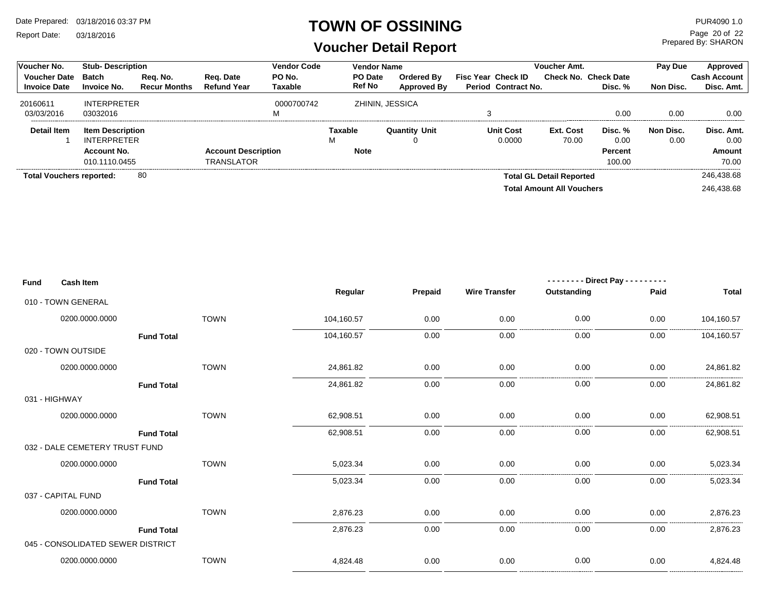# TOWN OF OSSINING

## Voucher Detail Report

Date Prepared: 03/18/2016 03:37 PM
Report Date: 03/18/2016

PUR4090 1.0
Prepared By: SHARON

| Voucher No. | Stub- Description | | | Vendor Code | Vendor Name | | | Voucher Amt. | | Pay Due | Approved |
|---|---|---|---|---|---|---|---|---|---|---|---|
| Voucher Date | Batch | Req. No. | Req. Date | PO No. | PO Date | Ordered By | Fisc Year Check ID | Check No. | Check Date | | Cash Account |
| Invoice Date | Invoice No. | Recur Months | Refund Year | Taxable | Ref No | Approved By | Period Contract No. | | Disc. % | Non Disc. | Disc. Amt. |
| 20160611 | INTERPRETER | | | 0000700742 | ZHININ, JESSICA | | | | | | |
| 03/03/2016 | 03032016 | | | M | | | 3 | | 0.00 | 0.00 | 0.00 |

| Detail Item | Item Description | Taxable | Quantity Unit | Unit Cost | Ext. Cost | Disc. % | Non Disc. | Disc. Amt. |
|---|---|---|---|---|---|---|---|---|
| 1 | INTERPRETER | M | 0 | 0.0000 | 70.00 | 0.00 | 0.00 | 0.00 |

| Account No. | Account Description | Note | Percent | Amount |
|---|---|---|---|---|
| 010.1110.0455 | TRANSLATOR | | 100.00 | 70.00 |

**Total Vouchers reported:** 80

**Total GL Detail Reported** 246,438.68

**Total Amount All Vouchers** 246,438.68

| Fund | Cash Item | | | Regular | Prepaid | Wire Transfer | Direct Pay Outstanding | Direct Pay Paid | Total |
|---|---|---|---|---|---|---|---|---|---|
| 010 - TOWN GENERAL | | | | | | | | | |
| | 0200.0000.0000 | | TOWN | 104,160.57 | 0.00 | 0.00 | 0.00 | 0.00 | 104,160.57 |
| | | **Fund Total** | | 104,160.57 | 0.00 | 0.00 | 0.00 | 0.00 | 104,160.57 |
| 020 - TOWN OUTSIDE | | | | | | | | | |
| | 0200.0000.0000 | | TOWN | 24,861.82 | 0.00 | 0.00 | 0.00 | 0.00 | 24,861.82 |
| | | **Fund Total** | | 24,861.82 | 0.00 | 0.00 | 0.00 | 0.00 | 24,861.82 |
| 031 - HIGHWAY | | | | | | | | | |
| | 0200.0000.0000 | | TOWN | 62,908.51 | 0.00 | 0.00 | 0.00 | 0.00 | 62,908.51 |
| | | **Fund Total** | | 62,908.51 | 0.00 | 0.00 | 0.00 | 0.00 | 62,908.51 |
| 032 - DALE CEMETERY TRUST FUND | | | | | | | | | |
| | 0200.0000.0000 | | TOWN | 5,023.34 | 0.00 | 0.00 | 0.00 | 0.00 | 5,023.34 |
| | | **Fund Total** | | 5,023.34 | 0.00 | 0.00 | 0.00 | 0.00 | 5,023.34 |
| 037 - CAPITAL FUND | | | | | | | | | |
| | 0200.0000.0000 | | TOWN | 2,876.23 | 0.00 | 0.00 | 0.00 | 0.00 | 2,876.23 |
| | | **Fund Total** | | 2,876.23 | 0.00 | 0.00 | 0.00 | 0.00 | 2,876.23 |
| 045 - CONSOLIDATED SEWER DISTRICT | | | | | | | | | |
| | 0200.0000.0000 | | TOWN | 4,824.48 | 0.00 | 0.00 | 0.00 | 0.00 | 4,824.48 |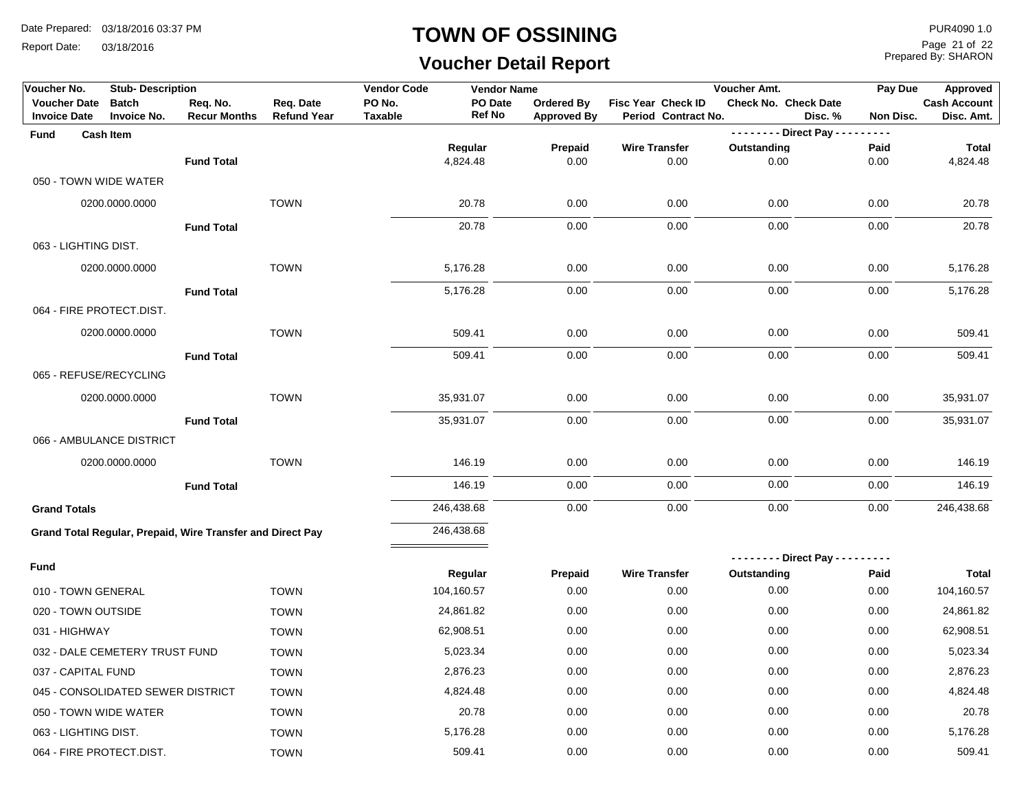# TOWN OF OSSINING

## Voucher Detail Report

Date Prepared: 03/18/2016 03:37 PM
Report Date: 03/18/2016

PUR4090 1.0
Prepared By: SHARON

| Voucher No. | Stub- Description | | | Vendor Code | Vendor Name | | | Voucher Amt. | | Pay Due | Approved |
|---|---|---|---|---|---|---|---|---|---|---|---|
| Voucher Date | Batch | Req. No. | Req. Date | PO No. | PO Date | Ordered By | Fisc Year Check ID | Check No. Check Date | | | Cash Account |
| Invoice Date | Invoice No. | Recur Months | Refund Year | Taxable | Ref No | Approved By | Period Contract No. | | Disc. % | Non Disc. | Disc. Amt. |

| Fund | Cash Item | | Regular | Prepaid | Wire Transfer | Outstanding (Direct Pay) | Paid (Direct Pay) | Total |
|---|---|---|---|---|---|---|---|---|
| | Fund Total | | 4,824.48 | 0.00 | 0.00 | 0.00 | 0.00 | 4,824.48 |
| 050 - TOWN WIDE WATER | | | | | | | | |
| | 0200.0000.0000 | TOWN | 20.78 | 0.00 | 0.00 | 0.00 | 0.00 | 20.78 |
| | Fund Total | | 20.78 | 0.00 | 0.00 | 0.00 | 0.00 | 20.78 |
| 063 - LIGHTING DIST. | | | | | | | | |
| | 0200.0000.0000 | TOWN | 5,176.28 | 0.00 | 0.00 | 0.00 | 0.00 | 5,176.28 |
| | Fund Total | | 5,176.28 | 0.00 | 0.00 | 0.00 | 0.00 | 5,176.28 |
| 064 - FIRE PROTECT.DIST. | | | | | | | | |
| | 0200.0000.0000 | TOWN | 509.41 | 0.00 | 0.00 | 0.00 | 0.00 | 509.41 |
| | Fund Total | | 509.41 | 0.00 | 0.00 | 0.00 | 0.00 | 509.41 |
| 065 - REFUSE/RECYCLING | | | | | | | | |
| | 0200.0000.0000 | TOWN | 35,931.07 | 0.00 | 0.00 | 0.00 | 0.00 | 35,931.07 |
| | Fund Total | | 35,931.07 | 0.00 | 0.00 | 0.00 | 0.00 | 35,931.07 |
| 066 - AMBULANCE DISTRICT | | | | | | | | |
| | 0200.0000.0000 | TOWN | 146.19 | 0.00 | 0.00 | 0.00 | 0.00 | 146.19 |
| | Fund Total | | 146.19 | 0.00 | 0.00 | 0.00 | 0.00 | 146.19 |
| Grand Totals | | | 246,438.68 | 0.00 | 0.00 | 0.00 | 0.00 | 246,438.68 |

**Grand Total Regular, Prepaid, Wire Transfer and Direct Pay** 246,438.68

| Fund | | Regular | Prepaid | Wire Transfer | Outstanding (Direct Pay) | Paid (Direct Pay) | Total |
|---|---|---|---|---|---|---|---|
| 010 - TOWN GENERAL | TOWN | 104,160.57 | 0.00 | 0.00 | 0.00 | 0.00 | 104,160.57 |
| 020 - TOWN OUTSIDE | TOWN | 24,861.82 | 0.00 | 0.00 | 0.00 | 0.00 | 24,861.82 |
| 031 - HIGHWAY | TOWN | 62,908.51 | 0.00 | 0.00 | 0.00 | 0.00 | 62,908.51 |
| 032 - DALE CEMETERY TRUST FUND | TOWN | 5,023.34 | 0.00 | 0.00 | 0.00 | 0.00 | 5,023.34 |
| 037 - CAPITAL FUND | TOWN | 2,876.23 | 0.00 | 0.00 | 0.00 | 0.00 | 2,876.23 |
| 045 - CONSOLIDATED SEWER DISTRICT | TOWN | 4,824.48 | 0.00 | 0.00 | 0.00 | 0.00 | 4,824.48 |
| 050 - TOWN WIDE WATER | TOWN | 20.78 | 0.00 | 0.00 | 0.00 | 0.00 | 20.78 |
| 063 - LIGHTING DIST. | TOWN | 5,176.28 | 0.00 | 0.00 | 0.00 | 0.00 | 5,176.28 |
| 064 - FIRE PROTECT.DIST. | TOWN | 509.41 | 0.00 | 0.00 | 0.00 | 0.00 | 509.41 |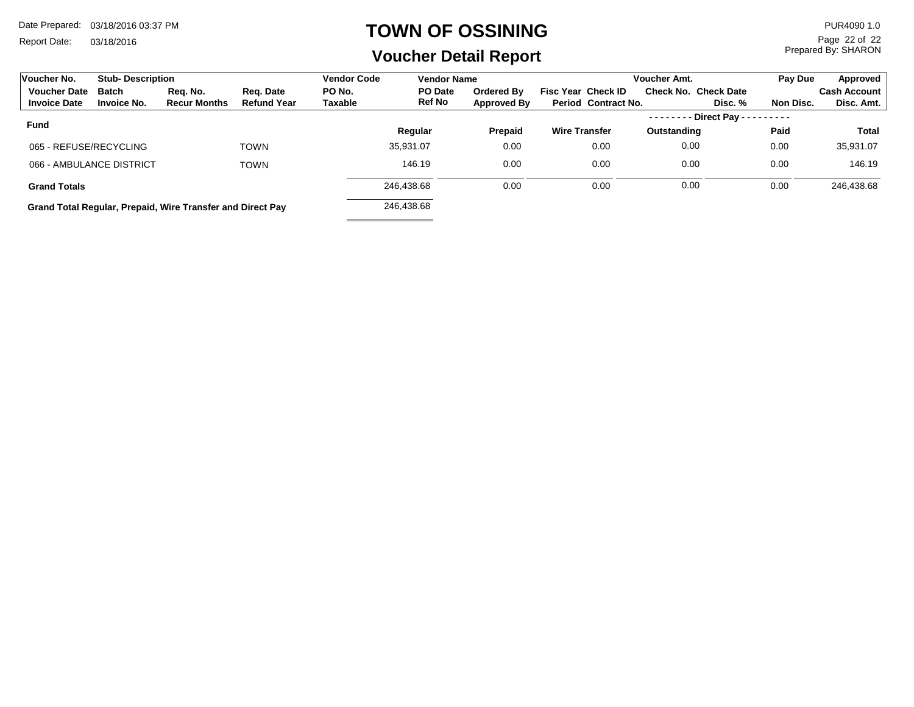# TOWN OF OSSINING

## Voucher Detail Report

Date Prepared: 03/18/2016 03:37 PM
Report Date: 03/18/2016

PUR4090 1.0
Prepared By: SHARON

| Voucher No. | Stub- Description | | | Vendor Code | Vendor Name | | | Voucher Amt. | | Pay Due | Approved |
|---|---|---|---|---|---|---|---|---|---|---|---|
| Voucher Date | Batch | Req. No. | Req. Date | PO No. | PO Date | Ordered By | Fisc Year Check ID | Check No. | Check Date | | Cash Account |
| Invoice Date | Invoice No. | Recur Months | Refund Year | Taxable | Ref No | Approved By | Period Contract No. | | Disc. % | Non Disc. | Disc. Amt. |

| Fund | | Regular | Prepaid | Wire Transfer | Direct Pay - Outstanding | Direct Pay - Paid | Total |
|---|---|---|---|---|---|---|---|
| 065 - REFUSE/RECYCLING | TOWN | 35,931.07 | 0.00 | 0.00 | 0.00 | 0.00 | 35,931.07 |
| 066 - AMBULANCE DISTRICT | TOWN | 146.19 | 0.00 | 0.00 | 0.00 | 0.00 | 146.19 |
| **Grand Totals** | | 246,438.68 | 0.00 | 0.00 | 0.00 | 0.00 | 246,438.68 |
| **Grand Total Regular, Prepaid, Wire Transfer and Direct Pay** | | 246,438.68 | | | | | |